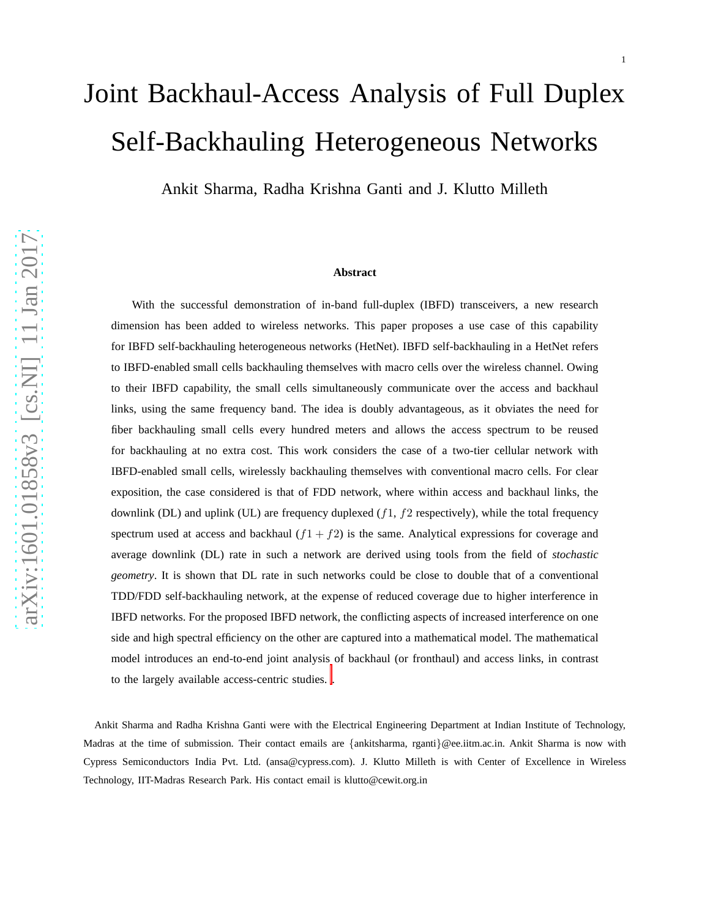# Joint Backhaul-Access Analysis of Full Duplex Self-Backhauling Heterogeneous Networks

Ankit Sharma, Radha Krishna Ganti and J. Klutto Milleth

## Abstract

With the successful demonstration of in-band full-duplex (IBFD) transceivers, a new research dimension has been added to wireless networks. This paper proposes a use case of this capability for IBFD self-backhauling heterogeneous networks (HetNet). IBFD self-backhauling in a HetNet refers to IBFD-enabled small cells backhauling themselves with macro cells over the wireless channel. Owing to their IBFD capability, the small cells simultaneously communicate over the access and backhaul links, using the same frequency band. The idea is doubly advantageous, as it obviates the need for fiber backhauling small cells every hundred meters and allows the access spectrum to be reused for backhauling at no extra cost. This work considers the case of a two-tier cellular network with IBFD-enabled small cells, wirelessly backhauling themselves with conventional macro cells. For clear exposition, the case considered is that of FDD network, where within access and backhaul links, the downlink (DL) and uplink (UL) are frequency duplexed ($f1$, $f2$ respectively), while the total frequency spectrum used at access and backhaul ($f1 + f2$) is the same. Analytical expressions for coverage and average downlink (DL) rate in such a network are derived using tools from the field of *stochastic geometry*. It is shown that DL rate in such networks could be close to double that of a conventional TDD/FDD self-backhauling network, at the expense of reduced coverage due to higher interference in IBFD networks. For the proposed IBFD network, the conflicting aspects of increased interference on one side and high spectral efficiency on the other are captured into a mathematical model. The mathematical model introduces an end-to-end joint analysis of backhaul (or fronthaul) and access links, in contrast to the largely available access-centric studies.

Ankit Sharma and Radha Krishna Ganti were with the Electrical Engineering Department at Indian Institute of Technology, Madras at the time of submission. Their contact emails are {ankitsharma, rganti}@ee.iitm.ac.in. Ankit Sharma is now with Cypress Semiconductors India Pvt. Ltd. (ansa@cypress.com). J. Klutto Milleth is with Center of Excellence in Wireless Technology, IIT-Madras Research Park. His contact email is klutto@cewit.org.in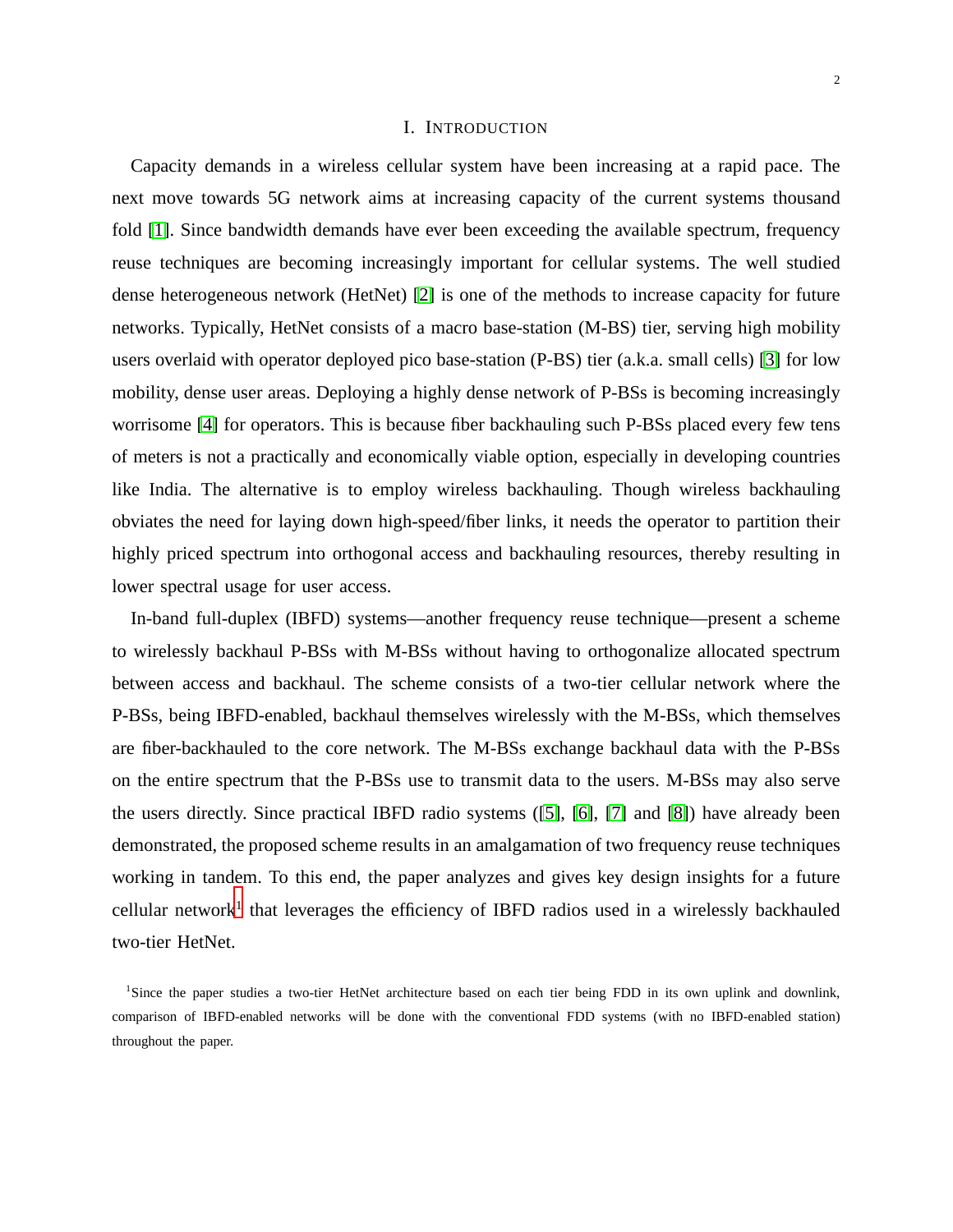# I. INTRODUCTION

Capacity demands in a wireless cellular system have been increasing at a rapid pace. The next move towards 5G network aims at increasing capacity of the current systems thousand fold [1]. Since bandwidth demands have ever been exceeding the available spectrum, frequency reuse techniques are becoming increasingly important for cellular systems. The well studied dense heterogeneous network (HetNet) [2] is one of the methods to increase capacity for future networks. Typically, HetNet consists of a macro base-station (M-BS) tier, serving high mobility users overlaid with operator deployed pico base-station (P-BS) tier (a.k.a. small cells) [3] for low mobility, dense user areas. Deploying a highly dense network of P-BSs is becoming increasingly worrisome [4] for operators. This is because fiber backhauling such P-BSs placed every few tens of meters is not a practically and economically viable option, especially in developing countries like India. The alternative is to employ wireless backhauling. Though wireless backhauling obviates the need for laying down high-speed/fiber links, it needs the operator to partition their highly priced spectrum into orthogonal access and backhauling resources, thereby resulting in lower spectral usage for user access.

In-band full-duplex (IBFD) systems—another frequency reuse technique—present a scheme to wirelessly backhaul P-BSs with M-BSs without having to orthogonalize allocated spectrum between access and backhaul. The scheme consists of a two-tier cellular network where the P-BSs, being IBFD-enabled, backhaul themselves wirelessly with the M-BSs, which themselves are fiber-backhauled to the core network. The M-BSs exchange backhaul data with the P-BSs on the entire spectrum that the P-BSs use to transmit data to the users. M-BSs may also serve the users directly. Since practical IBFD radio systems ([5], [6], [7] and [8]) have already been demonstrated, the proposed scheme results in an amalgamation of two frequency reuse techniques working in tandem. To this end, the paper analyzes and gives key design insights for a future cellular network[1] that leverages the efficiency of IBFD radios used in a wirelessly backhauled two-tier HetNet.

[1]Since the paper studies a two-tier HetNet architecture based on each tier being FDD in its own uplink and downlink, comparison of IBFD-enabled networks will be done with the conventional FDD systems (with no IBFD-enabled station) throughout the paper.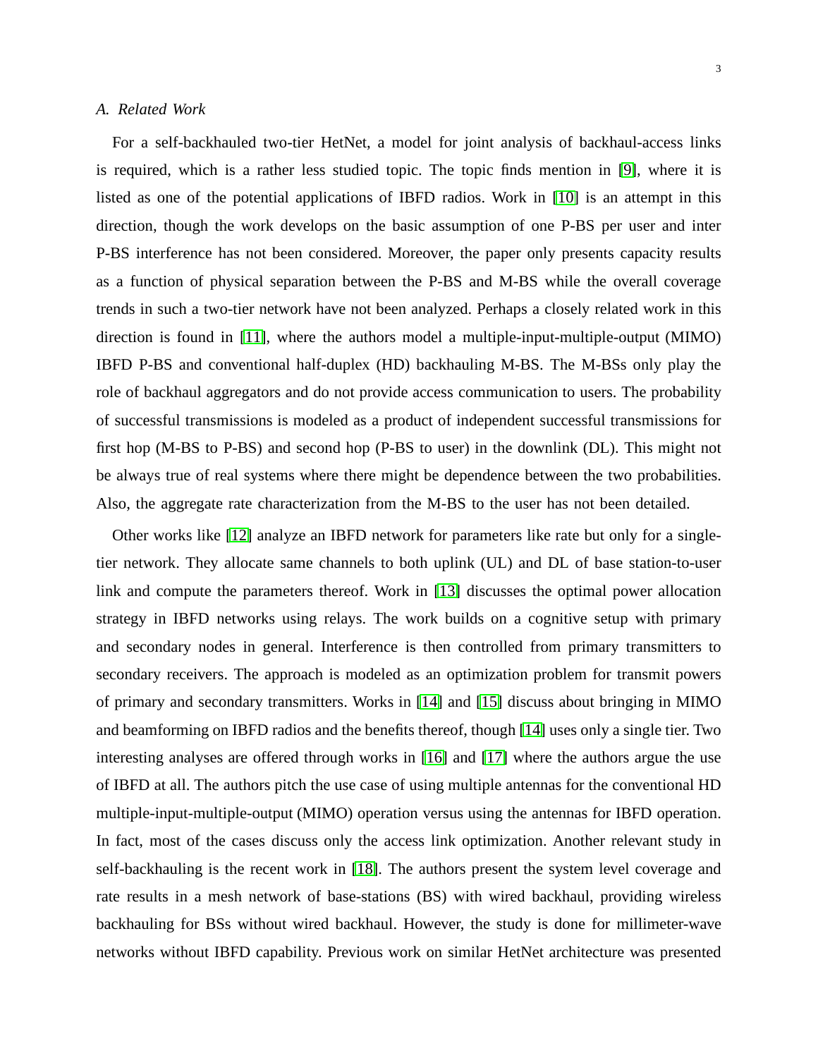### A. Related Work

For a self-backhauled two-tier HetNet, a model for joint analysis of backhaul-access links is required, which is a rather less studied topic. The topic finds mention in [9], where it is listed as one of the potential applications of IBFD radios. Work in [10] is an attempt in this direction, though the work develops on the basic assumption of one P-BS per user and inter P-BS interference has not been considered. Moreover, the paper only presents capacity results as a function of physical separation between the P-BS and M-BS while the overall coverage trends in such a two-tier network have not been analyzed. Perhaps a closely related work in this direction is found in [11], where the authors model a multiple-input-multiple-output (MIMO) IBFD P-BS and conventional half-duplex (HD) backhauling M-BS. The M-BSs only play the role of backhaul aggregators and do not provide access communication to users. The probability of successful transmissions is modeled as a product of independent successful transmissions for first hop (M-BS to P-BS) and second hop (P-BS to user) in the downlink (DL). This might not be always true of real systems where there might be dependence between the two probabilities. Also, the aggregate rate characterization from the M-BS to the user has not been detailed.

Other works like [12] analyze an IBFD network for parameters like rate but only for a single-tier network. They allocate same channels to both uplink (UL) and DL of base station-to-user link and compute the parameters thereof. Work in [13] discusses the optimal power allocation strategy in IBFD networks using relays. The work builds on a cognitive setup with primary and secondary nodes in general. Interference is then controlled from primary transmitters to secondary receivers. The approach is modeled as an optimization problem for transmit powers of primary and secondary transmitters. Works in [14] and [15] discuss about bringing in MIMO and beamforming on IBFD radios and the benefits thereof, though [14] uses only a single tier. Two interesting analyses are offered through works in [16] and [17] where the authors argue the use of IBFD at all. The authors pitch the use case of using multiple antennas for the conventional HD multiple-input-multiple-output (MIMO) operation versus using the antennas for IBFD operation. In fact, most of the cases discuss only the access link optimization. Another relevant study in self-backhauling is the recent work in [18]. The authors present the system level coverage and rate results in a mesh network of base-stations (BS) with wired backhaul, providing wireless backhauling for BSs without wired backhaul. However, the study is done for millimeter-wave networks without IBFD capability. Previous work on similar HetNet architecture was presented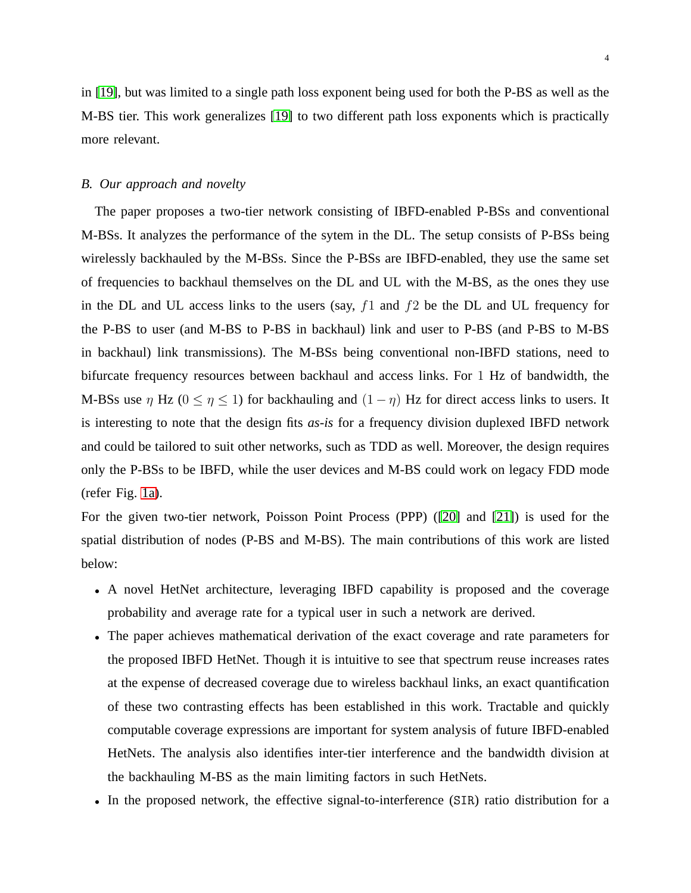in [19], but was limited to a single path loss exponent being used for both the P-BS as well as the M-BS tier. This work generalizes [19] to two different path loss exponents which is practically more relevant.

### B. Our approach and novelty

The paper proposes a two-tier network consisting of IBFD-enabled P-BSs and conventional M-BSs. It analyzes the performance of the sytem in the DL. The setup consists of P-BSs being wirelessly backhauled by the M-BSs. Since the P-BSs are IBFD-enabled, they use the same set of frequencies to backhaul themselves on the DL and UL with the M-BS, as the ones they use in the DL and UL access links to the users (say, $f1$ and $f2$ be the DL and UL frequency for the P-BS to user (and M-BS to P-BS in backhaul) link and user to P-BS (and P-BS to M-BS in backhaul) link transmissions). The M-BSs being conventional non-IBFD stations, need to bifurcate frequency resources between backhaul and access links. For $1$ Hz of bandwidth, the M-BSs use $\eta$ Hz ($0 \leq \eta \leq 1$) for backhauling and $(1 - \eta)$ Hz for direct access links to users. It is interesting to note that the design fits *as-is* for a frequency division duplexed IBFD network and could be tailored to suit other networks, such as TDD as well. Moreover, the design requires only the P-BSs to be IBFD, while the user devices and M-BS could work on legacy FDD mode (refer Fig. 1a).

For the given two-tier network, Poisson Point Process (PPP) ([20] and [21]) is used for the spatial distribution of nodes (P-BS and M-BS). The main contributions of this work are listed below:

- A novel HetNet architecture, leveraging IBFD capability is proposed and the coverage probability and average rate for a typical user in such a network are derived.
- The paper achieves mathematical derivation of the exact coverage and rate parameters for the proposed IBFD HetNet. Though it is intuitive to see that spectrum reuse increases rates at the expense of decreased coverage due to wireless backhaul links, an exact quantification of these two contrasting effects has been established in this work. Tractable and quickly computable coverage expressions are important for system analysis of future IBFD-enabled HetNets. The analysis also identifies inter-tier interference and the bandwidth division at the backhauling M-BS as the main limiting factors in such HetNets.
- In the proposed network, the effective signal-to-interference ($\mathtt{SIR}$) ratio distribution for a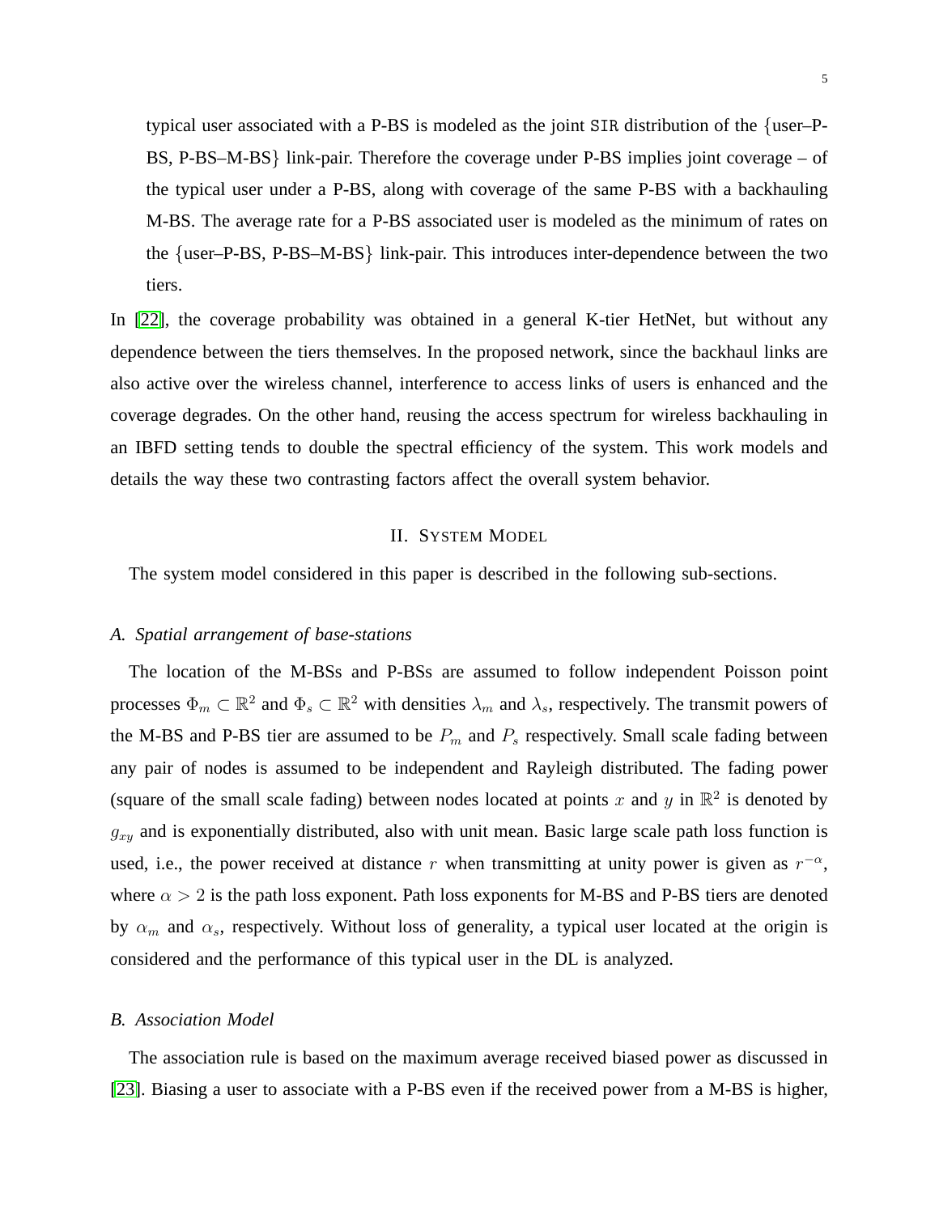typical user associated with a P-BS is modeled as the joint SIR distribution of the {user–P-BS, P-BS–M-BS} link-pair. Therefore the coverage under P-BS implies joint coverage – of the typical user under a P-BS, along with coverage of the same P-BS with a backhauling M-BS. The average rate for a P-BS associated user is modeled as the minimum of rates on the {user–P-BS, P-BS–M-BS} link-pair. This introduces inter-dependence between the two tiers.

In [22], the coverage probability was obtained in a general K-tier HetNet, but without any dependence between the tiers themselves. In the proposed network, since the backhaul links are also active over the wireless channel, interference to access links of users is enhanced and the coverage degrades. On the other hand, reusing the access spectrum for wireless backhauling in an IBFD setting tends to double the spectral efficiency of the system. This work models and details the way these two contrasting factors affect the overall system behavior.

## II. System Model

The system model considered in this paper is described in the following sub-sections.

### A. Spatial arrangement of base-stations

The location of the M-BSs and P-BSs are assumed to follow independent Poisson point processes $\Phi_m \subset \mathbb{R}^2$ and $\Phi_s \subset \mathbb{R}^2$ with densities $\lambda_m$ and $\lambda_s$, respectively. The transmit powers of the M-BS and P-BS tier are assumed to be $P_m$ and $P_s$ respectively. Small scale fading between any pair of nodes is assumed to be independent and Rayleigh distributed. The fading power (square of the small scale fading) between nodes located at points $x$ and $y$ in $\mathbb{R}^2$ is denoted by $g_{xy}$ and is exponentially distributed, also with unit mean. Basic large scale path loss function is used, i.e., the power received at distance $r$ when transmitting at unity power is given as $r^{-\alpha}$, where $\alpha > 2$ is the path loss exponent. Path loss exponents for M-BS and P-BS tiers are denoted by $\alpha_m$ and $\alpha_s$, respectively. Without loss of generality, a typical user located at the origin is considered and the performance of this typical user in the DL is analyzed.

### B. Association Model

The association rule is based on the maximum average received biased power as discussed in [23]. Biasing a user to associate with a P-BS even if the received power from a M-BS is higher,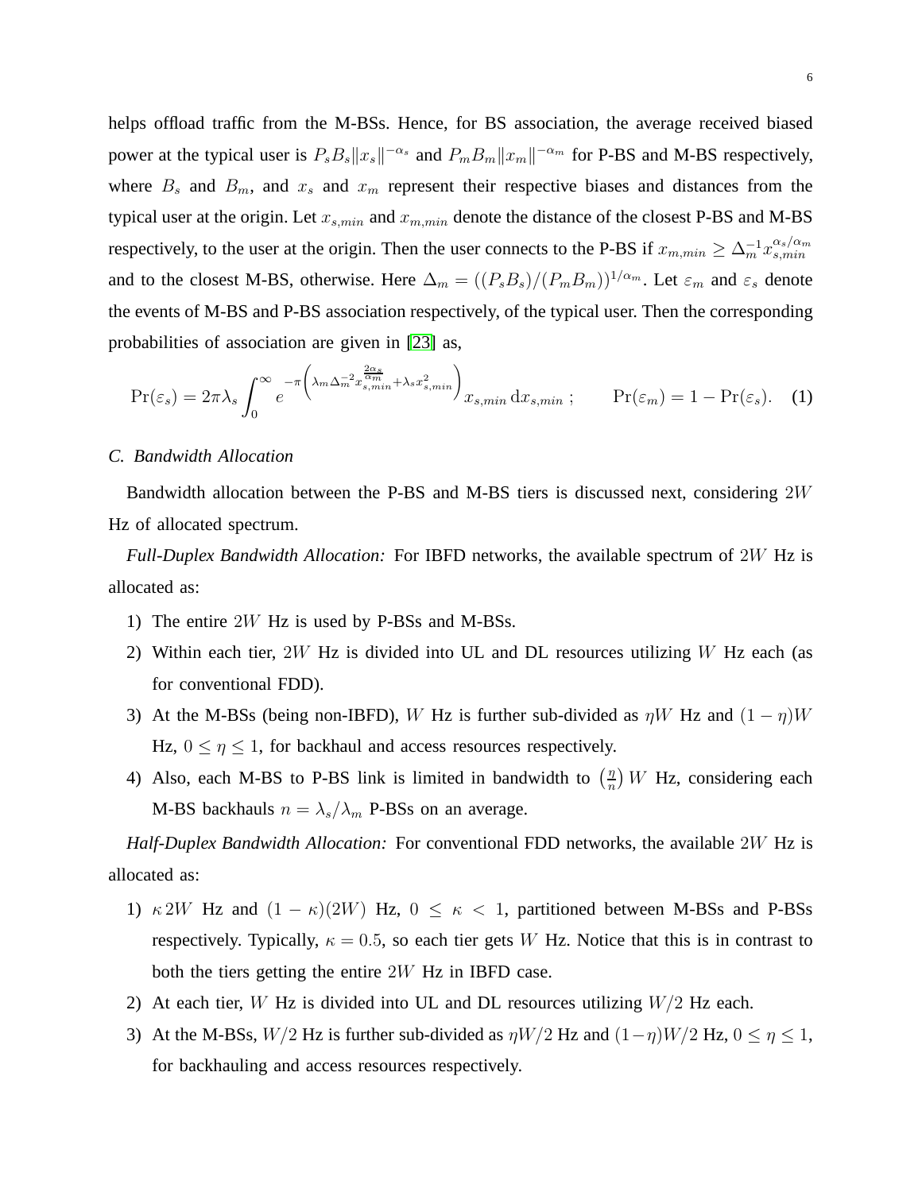helps offload traffic from the M-BSs. Hence, for BS association, the average received biased power at the typical user is $P_s B_s \|x_s\|^{-\alpha_s}$ and $P_m B_m \|x_m\|^{-\alpha_m}$ for P-BS and M-BS respectively, where $B_s$ and $B_m$, and $x_s$ and $x_m$ represent their respective biases and distances from the typical user at the origin. Let $x_{s,min}$ and $x_{m,min}$ denote the distance of the closest P-BS and M-BS respectively, to the user at the origin. Then the user connects to the P-BS if $x_{m,min} \geq \Delta_m^{-1} x_{s,min}^{\alpha_s/\alpha_m}$ and to the closest M-BS, otherwise. Here $\Delta_m = ((P_s B_s)/(P_m B_m))^{1/\alpha_m}$. Let $\varepsilon_m$ and $\varepsilon_s$ denote the events of M-BS and P-BS association respectively, of the typical user. Then the corresponding probabilities of association are given in [23] as,

$$\Pr(\varepsilon_s) = 2\pi\lambda_s \int_0^\infty e^{-\pi\left(\lambda_m \Delta_m^{-2} x_{s,min}^{\frac{2\alpha_s}{\alpha_m}} + \lambda_s x_{s,min}^2\right)} x_{s,min} \, \mathrm{d}x_{s,min} \, ; \qquad \Pr(\varepsilon_m) = 1 - \Pr(\varepsilon_s). \quad (1)$$

### C. Bandwidth Allocation

Bandwidth allocation between the P-BS and M-BS tiers is discussed next, considering $2W$ Hz of allocated spectrum.

*Full-Duplex Bandwidth Allocation:* For IBFD networks, the available spectrum of $2W$ Hz is allocated as:

1) The entire $2W$ Hz is used by P-BSs and M-BSs.
2) Within each tier, $2W$ Hz is divided into UL and DL resources utilizing $W$ Hz each (as for conventional FDD).
3) At the M-BSs (being non-IBFD), $W$ Hz is further sub-divided as $\eta W$ Hz and $(1-\eta)W$ Hz, $0 \leq \eta \leq 1$, for backhaul and access resources respectively.
4) Also, each M-BS to P-BS link is limited in bandwidth to $\left(\frac{\eta}{n}\right) W$ Hz, considering each M-BS backhauls $n = \lambda_s/\lambda_m$ P-BSs on an average.

*Half-Duplex Bandwidth Allocation:* For conventional FDD networks, the available $2W$ Hz is allocated as:

1) $\kappa\, 2W$ Hz and $(1-\kappa)(2W)$ Hz, $0 \leq \kappa < 1$, partitioned between M-BSs and P-BSs respectively. Typically, $\kappa = 0.5$, so each tier gets $W$ Hz. Notice that this is in contrast to both the tiers getting the entire $2W$ Hz in IBFD case.
2) At each tier, $W$ Hz is divided into UL and DL resources utilizing $W/2$ Hz each.
3) At the M-BSs, $W/2$ Hz is further sub-divided as $\eta W/2$ Hz and $(1-\eta)W/2$ Hz, $0 \leq \eta \leq 1$, for backhauling and access resources respectively.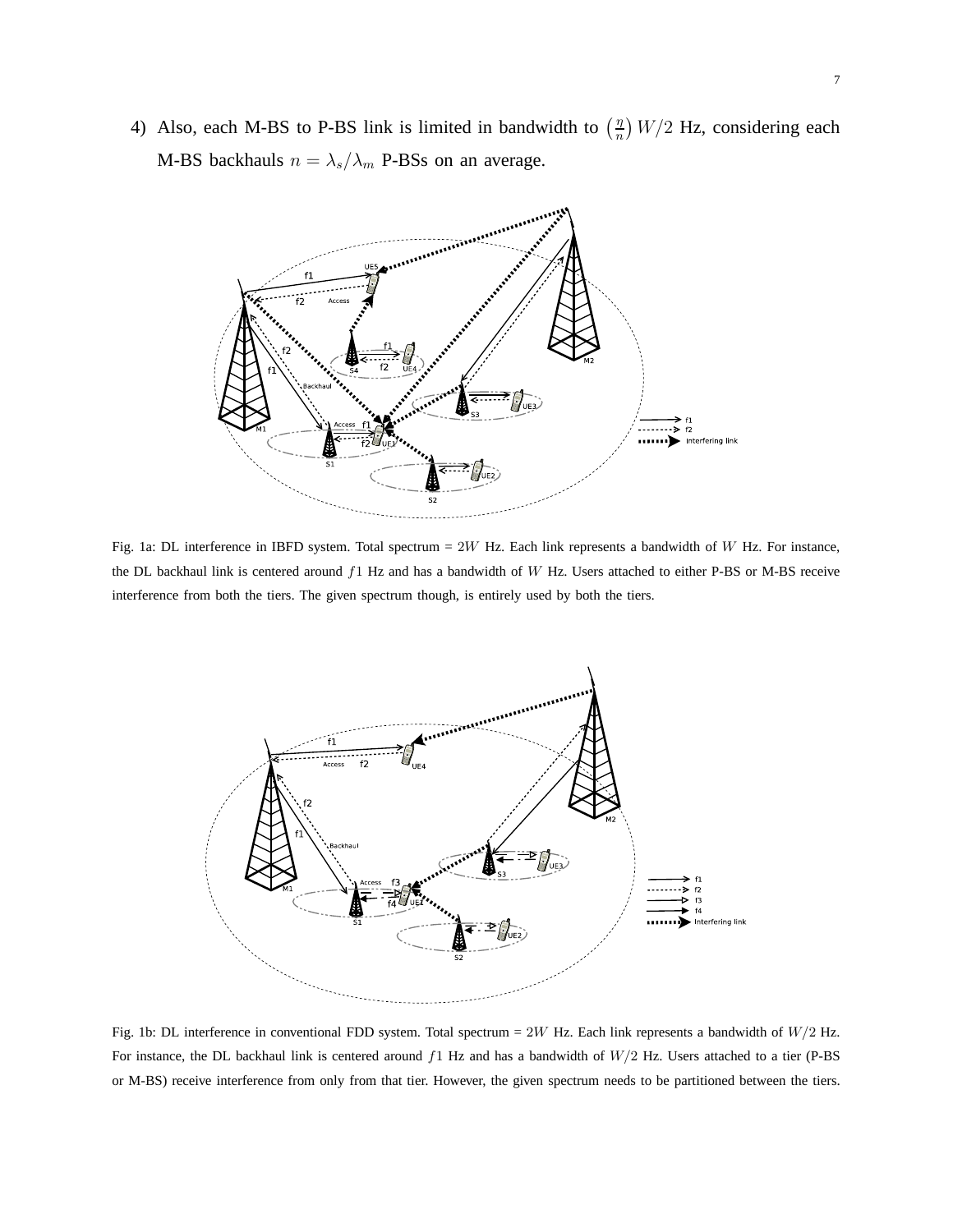4) Also, each M-BS to P-BS link is limited in bandwidth to $\left(\frac{\eta}{n}\right) W/2$ Hz, considering each M-BS backhauls $n = \lambda_s/\lambda_m$ P-BSs on an average.

Fig. 1a: DL interference in IBFD system. Total spectrum = $2W$ Hz. Each link represents a bandwidth of $W$ Hz. For instance, the DL backhaul link is centered around $f1$ Hz and has a bandwidth of $W$ Hz. Users attached to either P-BS or M-BS receive interference from both the tiers. The given spectrum though, is entirely used by both the tiers.

Fig. 1b: DL interference in conventional FDD system. Total spectrum = $2W$ Hz. Each link represents a bandwidth of $W/2$ Hz. For instance, the DL backhaul link is centered around $f1$ Hz and has a bandwidth of $W/2$ Hz. Users attached to a tier (P-BS or M-BS) receive interference from only from that tier. However, the given spectrum needs to be partitioned between the tiers.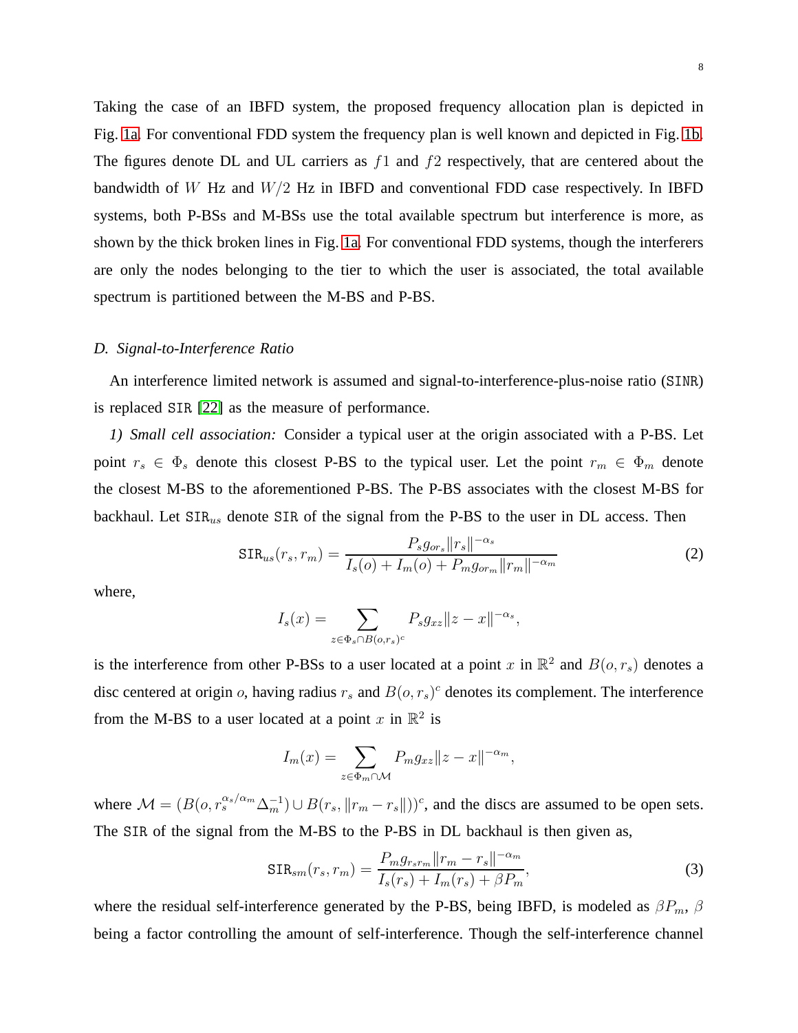Taking the case of an IBFD system, the proposed frequency allocation plan is depicted in Fig. 1a. For conventional FDD system the frequency plan is well known and depicted in Fig. 1b. The figures denote DL and UL carriers as $f1$ and $f2$ respectively, that are centered about the bandwidth of $W$ Hz and $W/2$ Hz in IBFD and conventional FDD case respectively. In IBFD systems, both P-BSs and M-BSs use the total available spectrum but interference is more, as shown by the thick broken lines in Fig. 1a. For conventional FDD systems, though the interferers are only the nodes belonging to the tier to which the user is associated, the total available spectrum is partitioned between the M-BS and P-BS.

### *D. Signal-to-Interference Ratio*

An interference limited network is assumed and signal-to-interference-plus-noise ratio ($\mathtt{SINR}$) is replaced $\mathtt{SIR}$ [22] as the measure of performance.

*1) Small cell association:* Consider a typical user at the origin associated with a P-BS. Let point $r_s \in \Phi_s$ denote this closest P-BS to the typical user. Let the point $r_m \in \Phi_m$ denote the closest M-BS to the aforementioned P-BS. The P-BS associates with the closest M-BS for backhaul. Let $\mathtt{SIR}_{us}$ denote $\mathtt{SIR}$ of the signal from the P-BS to the user in DL access. Then

$$\mathtt{SIR}_{us}(r_s, r_m) = \frac{P_s g_{or_s} \|r_s\|^{-\alpha_s}}{I_s(o) + I_m(o) + P_m g_{or_m} \|r_m\|^{-\alpha_m}} \tag{2}$$

where,

$$I_s(x) = \sum_{z \in \Phi_s \cap B(o, r_s)^c} P_s g_{xz} \|z - x\|^{-\alpha_s},$$

is the interference from other P-BSs to a user located at a point $x$ in $\mathbb{R}^2$ and $B(o, r_s)$ denotes a disc centered at origin $o$, having radius $r_s$ and $B(o, r_s)^c$ denotes its complement. The interference from the M-BS to a user located at a point $x$ in $\mathbb{R}^2$ is

$$I_m(x) = \sum_{z \in \Phi_m \cap \mathcal{M}} P_m g_{xz} \|z - x\|^{-\alpha_m},$$

where $\mathcal{M} = (B(o, r_s^{\alpha_s/\alpha_m} \Delta_m^{-1}) \cup B(r_s, \|r_m - r_s\|))^c$, and the discs are assumed to be open sets. The $\mathtt{SIR}$ of the signal from the M-BS to the P-BS in DL backhaul is then given as,

$$\mathtt{SIR}_{sm}(r_s, r_m) = \frac{P_m g_{r_s r_m} \|r_m - r_s\|^{-\alpha_m}}{I_s(r_s) + I_m(r_s) + \beta P_m}, \tag{3}$$

where the residual self-interference generated by the P-BS, being IBFD, is modeled as $\beta P_m$, $\beta$ being a factor controlling the amount of self-interference. Though the self-interference channel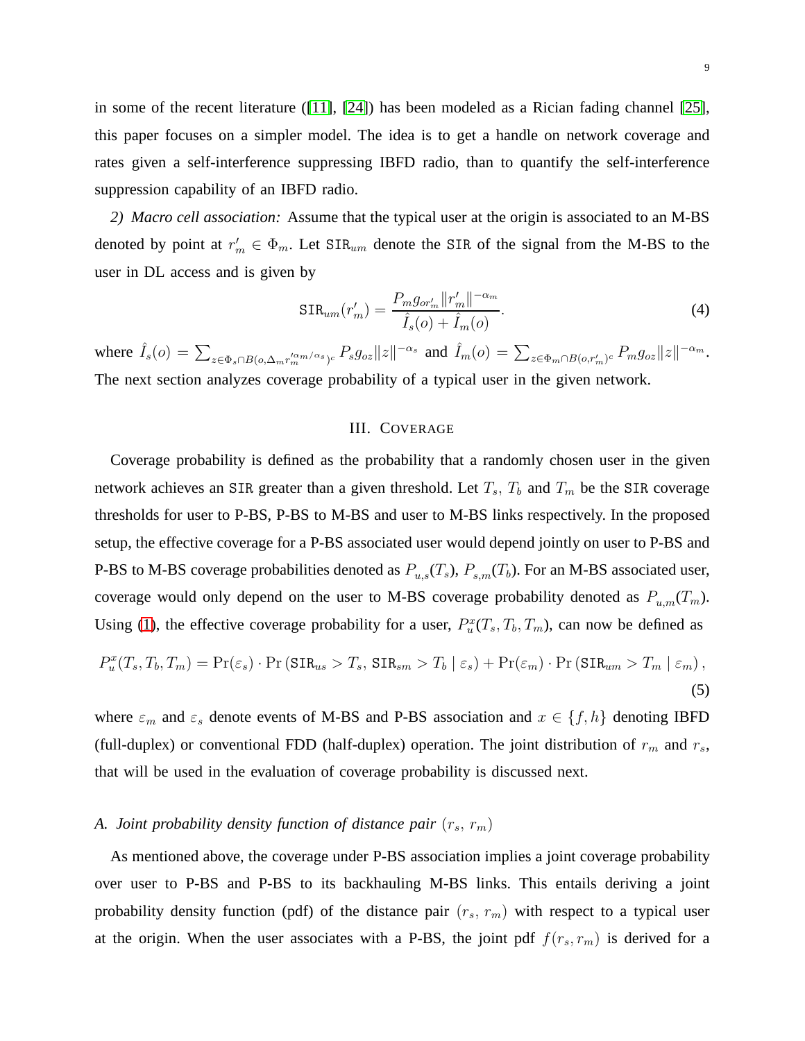in some of the recent literature ([11], [24]) has been modeled as a Rician fading channel [25], this paper focuses on a simpler model. The idea is to get a handle on network coverage and rates given a self-interference suppressing IBFD radio, than to quantify the self-interference suppression capability of an IBFD radio.

*2) Macro cell association:* Assume that the typical user at the origin is associated to an M-BS denoted by point at $r'_m \in \Phi_m$. Let $\mathtt{SIR}_{um}$ denote the $\mathtt{SIR}$ of the signal from the M-BS to the user in DL access and is given by

$$\mathtt{SIR}_{um}(r'_m) = \frac{P_m g_{or'_m} \|r'_m\|^{-\alpha_m}}{\hat{I}_s(o) + \hat{I}_m(o)}. \tag{4}$$

where $\hat{I}_s(o) = \sum_{z \in \Phi_s \cap B(o, \Delta_m r_m'^{\alpha_m/\alpha_s})^c} P_s g_{oz} \|z\|^{-\alpha_s}$ and $\hat{I}_m(o) = \sum_{z \in \Phi_m \cap B(o, r'_m)^c} P_m g_{oz} \|z\|^{-\alpha_m}$. The next section analyzes coverage probability of a typical user in the given network.

## III. Coverage

Coverage probability is defined as the probability that a randomly chosen user in the given network achieves an $\mathtt{SIR}$ greater than a given threshold. Let $T_s$, $T_b$ and $T_m$ be the $\mathtt{SIR}$ coverage thresholds for user to P-BS, P-BS to M-BS and user to M-BS links respectively. In the proposed setup, the effective coverage for a P-BS associated user would depend jointly on user to P-BS and P-BS to M-BS coverage probabilities denoted as $P_{u,s}(T_s)$, $P_{s,m}(T_b)$. For an M-BS associated user, coverage would only depend on the user to M-BS coverage probability denoted as $P_{u,m}(T_m)$. Using (1), the effective coverage probability for a user, $P_u^x(T_s, T_b, T_m)$, can now be defined as

$$P_u^x(T_s, T_b, T_m) = \Pr(\varepsilon_s) \cdot \Pr\left(\mathtt{SIR}_{us} > T_s,\, \mathtt{SIR}_{sm} > T_b \mid \varepsilon_s\right) + \Pr(\varepsilon_m) \cdot \Pr\left(\mathtt{SIR}_{um} > T_m \mid \varepsilon_m\right), \tag{5}$$

where $\varepsilon_m$ and $\varepsilon_s$ denote events of M-BS and P-BS association and $x \in \{f, h\}$ denoting IBFD (full-duplex) or conventional FDD (half-duplex) operation. The joint distribution of $r_m$ and $r_s$, that will be used in the evaluation of coverage probability is discussed next.

### A. Joint probability density function of distance pair $(r_s,\, r_m)$

As mentioned above, the coverage under P-BS association implies a joint coverage probability over user to P-BS and P-BS to its backhauling M-BS links. This entails deriving a joint probability density function (pdf) of the distance pair $(r_s,\, r_m)$ with respect to a typical user at the origin. When the user associates with a P-BS, the joint pdf $f(r_s, r_m)$ is derived for a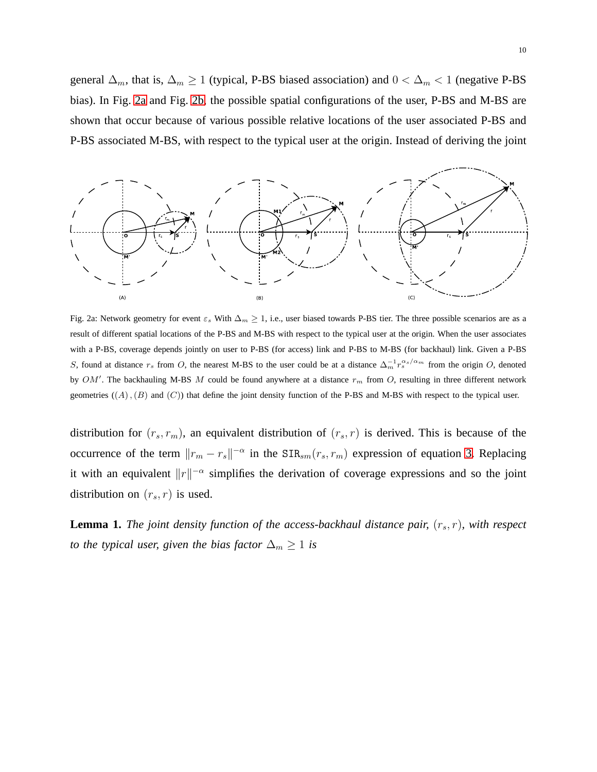general $\Delta_m$, that is, $\Delta_m \geq 1$ (typical, P-BS biased association) and $0 < \Delta_m < 1$ (negative P-BS bias). In Fig. 2a and Fig. 2b, the possible spatial configurations of the user, P-BS and M-BS are shown that occur because of various possible relative locations of the user associated P-BS and P-BS associated M-BS, with respect to the typical user at the origin. Instead of deriving the joint

Fig. 2a: Network geometry for event $\varepsilon_s$ With $\Delta_m \geq 1$, i.e., user biased towards P-BS tier. The three possible scenarios are as a result of different spatial locations of the P-BS and M-BS with respect to the typical user at the origin. When the user associates with a P-BS, coverage depends jointly on user to P-BS (for access) link and P-BS to M-BS (for backhaul) link. Given a P-BS $S$, found at distance $r_s$ from $O$, the nearest M-BS to the user could be at a distance $\Delta_m^{-1} r_s^{\alpha_s/\alpha_m}$ from the origin $O$, denoted by $OM'$. The backhauling M-BS $M$ could be found anywhere at a distance $r_m$ from $O$, resulting in three different network geometries ($(A)$, $(B)$ and $(C)$) that define the joint density function of the P-BS and M-BS with respect to the typical user.

distribution for $(r_s, r_m)$, an equivalent distribution of $(r_s, r)$ is derived. This is because of the occurrence of the term $\|r_m - r_s\|^{-\alpha}$ in the $\mathtt{SIR}_{sm}(r_s, r_m)$ expression of equation 3. Replacing it with an equivalent $\|r\|^{-\alpha}$ simplifies the derivation of coverage expressions and so the joint distribution on $(r_s, r)$ is used.

**Lemma 1.** *The joint density function of the access-backhaul distance pair, $(r_s, r)$, with respect to the typical user, given the bias factor $\Delta_m \geq 1$ is*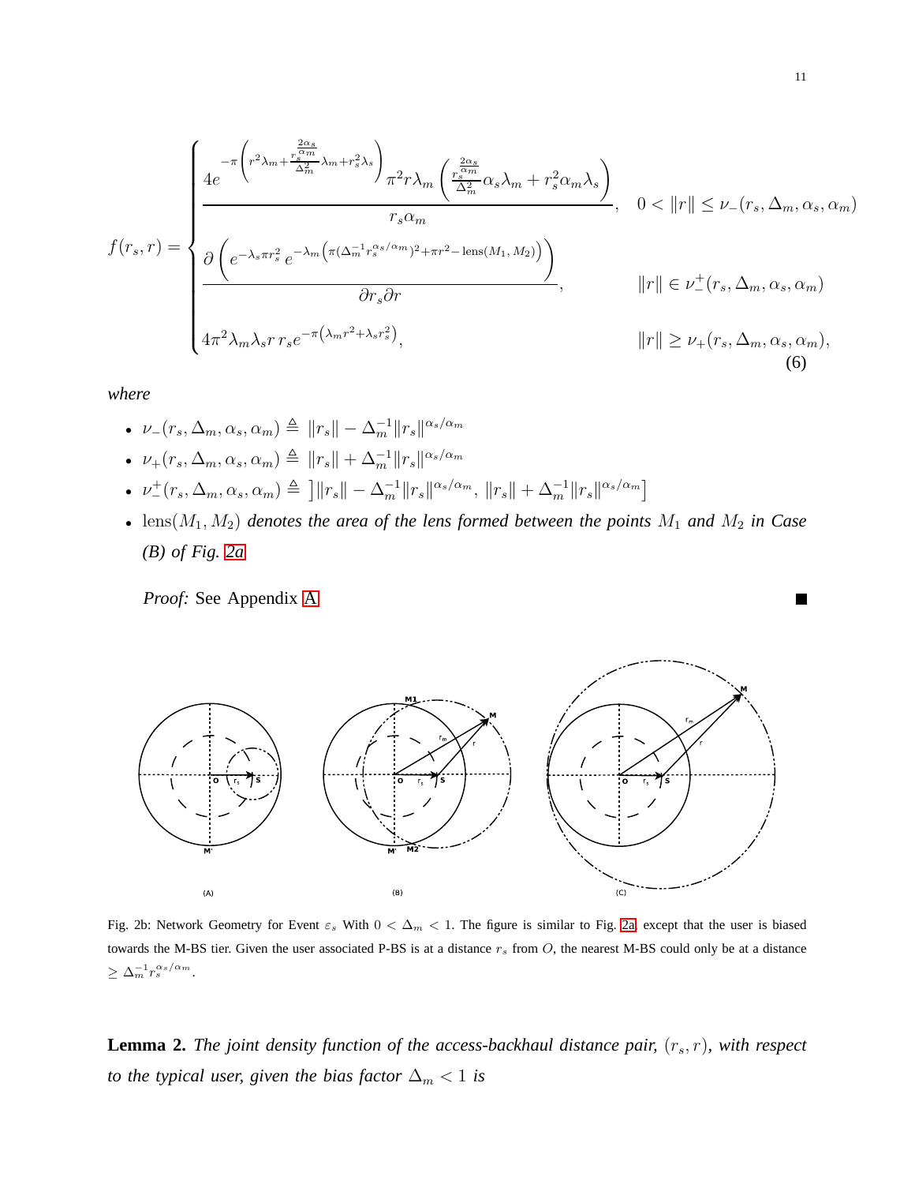$$
f(r_s, r) = \begin{cases} \dfrac{4e^{-\pi\left(r^2\lambda_m + \frac{r_s^{\frac{2\alpha_s}{\alpha_m}}}{\Delta_m^2}\lambda_m + r_s^2\lambda_s\right)} \pi^2 r \lambda_m \left(\frac{r_s^{\frac{2\alpha_s}{\alpha_m}}}{\Delta_m^2}\alpha_s\lambda_m + r_s^2\alpha_m\lambda_s\right)}{r_s\alpha_m}, & 0 < \|r\| \leq \nu_-(r_s, \Delta_m, \alpha_s, \alpha_m) \\ \dfrac{\partial\left(e^{-\lambda_s\pi r_s^2}\, e^{-\lambda_m\left(\pi(\Delta_m^{-1}r_s^{\alpha_s/\alpha_m})^2 + \pi r^2 - \text{lens}(M_1, M_2)\right)}\right)}{\partial r_s \partial r}, & \|r\| \in \nu_-^+(r_s, \Delta_m, \alpha_s, \alpha_m) \\ 4\pi^2\lambda_m\lambda_s r\, r_s e^{-\pi\left(\lambda_m r^2 + \lambda_s r_s^2\right)}, & \|r\| \geq \nu_+(r_s, \Delta_m, \alpha_s, \alpha_m), \end{cases} \tag{6}
$$

*where*

- $\nu_-(r_s, \Delta_m, \alpha_s, \alpha_m) \triangleq \|r_s\| - \Delta_m^{-1}\|r_s\|^{\alpha_s/\alpha_m}$
- $\nu_+(r_s, \Delta_m, \alpha_s, \alpha_m) \triangleq \|r_s\| + \Delta_m^{-1}\|r_s\|^{\alpha_s/\alpha_m}$
- $\nu_-^+(r_s, \Delta_m, \alpha_s, \alpha_m) \triangleq \left]\|r_s\| - \Delta_m^{-1}\|r_s\|^{\alpha_s/\alpha_m},\ \|r_s\| + \Delta_m^{-1}\|r_s\|^{\alpha_s/\alpha_m}\right]$
- $\text{lens}(M_1, M_2)$ *denotes the area of the lens formed between the points $M_1$ and $M_2$ in Case (B) of Fig. 2a*

*Proof:* See Appendix A. ■

Fig. 2b: Network Geometry for Event $\varepsilon_s$ With $0 < \Delta_m < 1$. The figure is similar to Fig. 2a, except that the user is biased towards the M-BS tier. Given the user associated P-BS is at a distance $r_s$ from $O$, the nearest M-BS could only be at a distance $\geq \Delta_m^{-1} r_s^{\alpha_s/\alpha_m}$.

**Lemma 2.** *The joint density function of the access-backhaul distance pair, $(r_s, r)$, with respect to the typical user, given the bias factor $\Delta_m < 1$ is*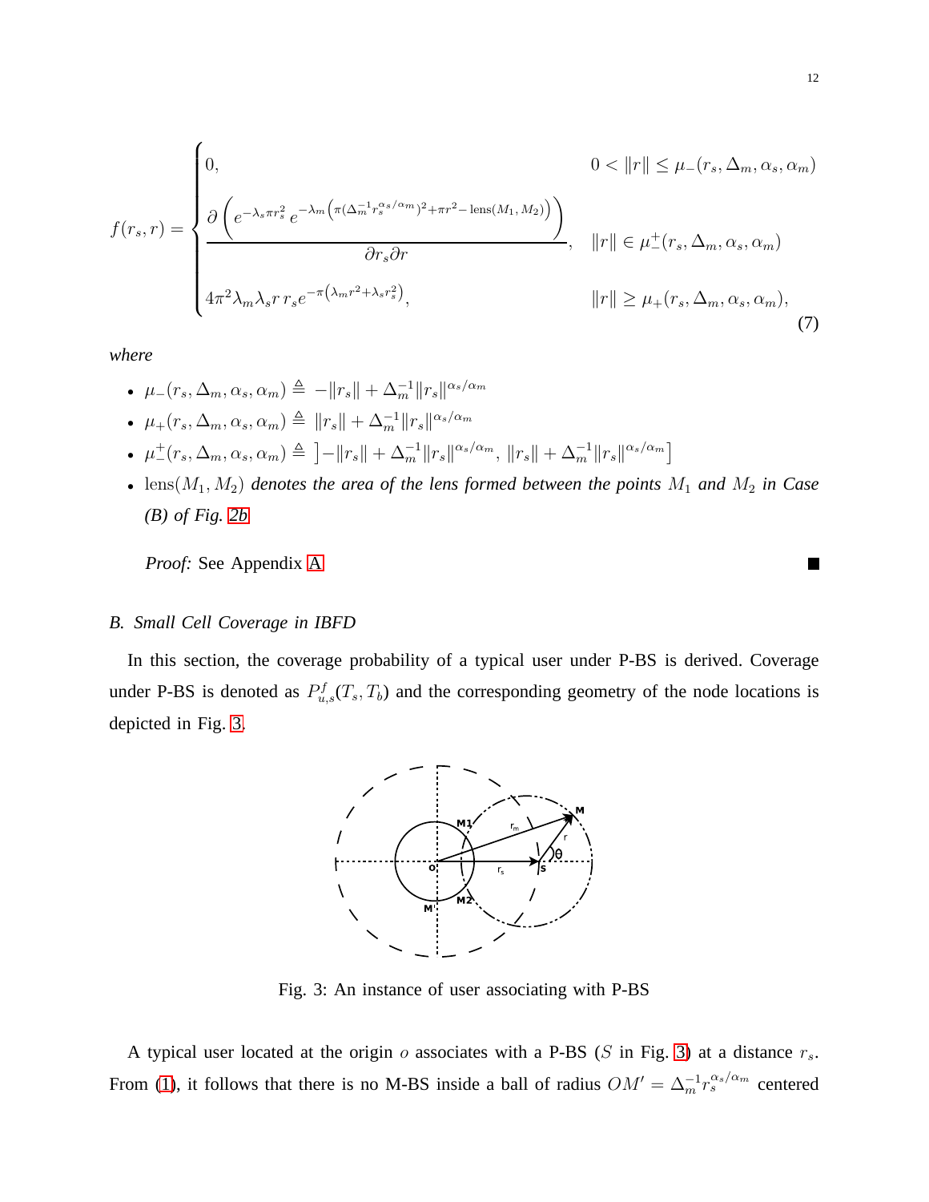$$
f(r_s, r) = \begin{cases} 0, & 0 < \|r\| \leq \mu_-(r_s, \Delta_m, \alpha_s, \alpha_m) \\ \dfrac{\partial \left( e^{-\lambda_s \pi r_s^2} \, e^{-\lambda_m \left( \pi (\Delta_m^{-1} r_s^{\alpha_s/\alpha_m})^2 + \pi r^2 - \text{lens}(M_1, M_2) \right)} \right)}{\partial r_s \partial r}, & \|r\| \in \mu_-^+(r_s, \Delta_m, \alpha_s, \alpha_m) \\ 4\pi^2 \lambda_m \lambda_s r \, r_s e^{-\pi \left( \lambda_m r^2 + \lambda_s r_s^2 \right)}, & \|r\| \geq \mu_+(r_s, \Delta_m, \alpha_s, \alpha_m), \end{cases} \tag{7}
$$

*where*

- $\mu_-(r_s, \Delta_m, \alpha_s, \alpha_m) \triangleq -\|r_s\| + \Delta_m^{-1} \|r_s\|^{\alpha_s/\alpha_m}$
- $\mu_+(r_s, \Delta_m, \alpha_s, \alpha_m) \triangleq \|r_s\| + \Delta_m^{-1} \|r_s\|^{\alpha_s/\alpha_m}$
- $\mu_-^+(r_s, \Delta_m, \alpha_s, \alpha_m) \triangleq \left] -\|r_s\| + \Delta_m^{-1} \|r_s\|^{\alpha_s/\alpha_m}, \, \|r_s\| + \Delta_m^{-1} \|r_s\|^{\alpha_s/\alpha_m} \right]$
- $\text{lens}(M_1, M_2)$ *denotes the area of the lens formed between the points* $M_1$ *and* $M_2$ *in Case (B) of Fig. 2b*

*Proof:* See Appendix A. ■

### *B. Small Cell Coverage in IBFD*

In this section, the coverage probability of a typical user under P-BS is derived. Coverage under P-BS is denoted as $P_{u,s}^f(T_s, T_b)$ and the corresponding geometry of the node locations is depicted in Fig. 3.

Fig. 3: An instance of user associating with P-BS

A typical user located at the origin $o$ associates with a P-BS ($S$ in Fig. 3) at a distance $r_s$. From (1), it follows that there is no M-BS inside a ball of radius $OM' = \Delta_m^{-1} r_s^{\alpha_s/\alpha_m}$ centered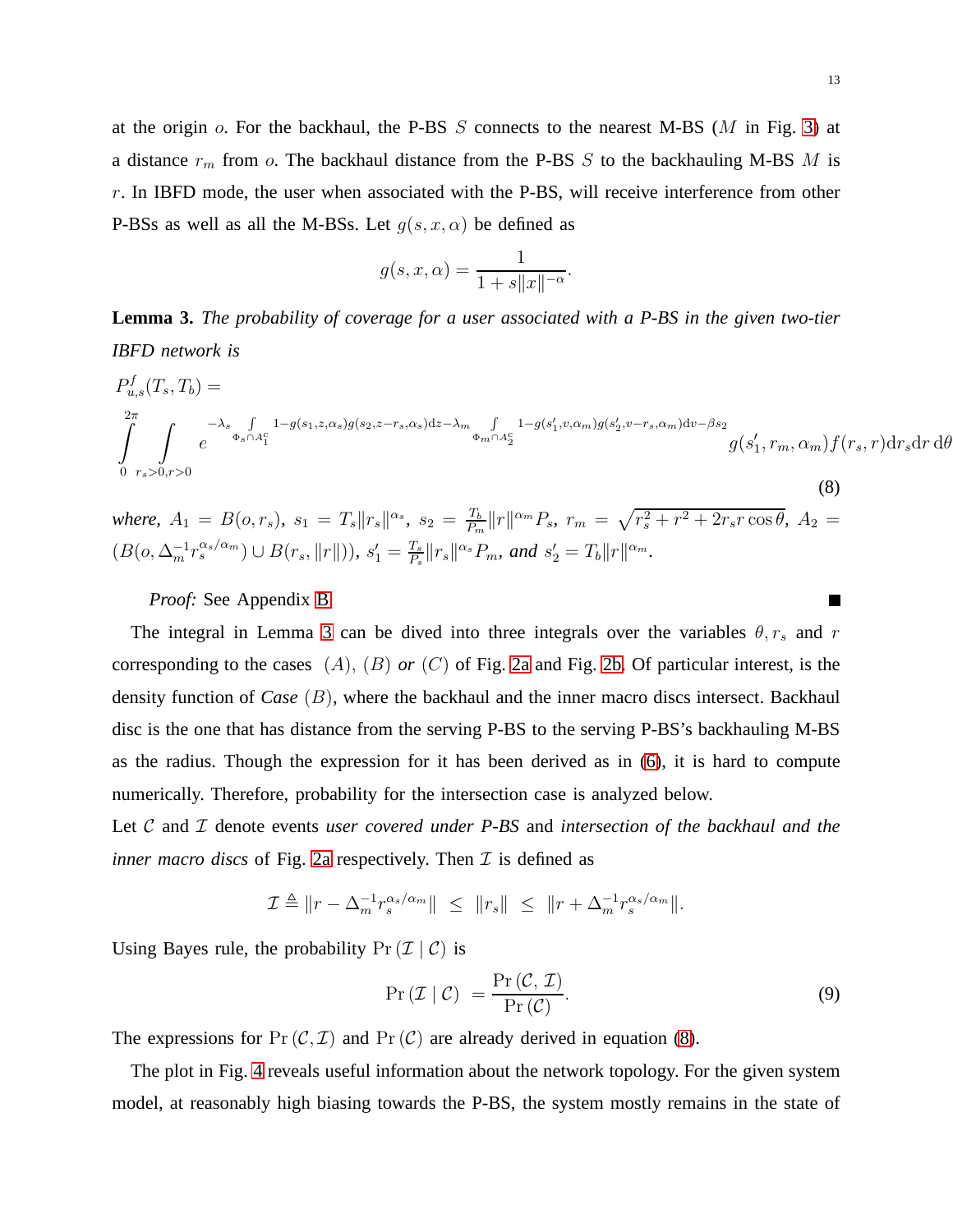at the origin $o$. For the backhaul, the P-BS $S$ connects to the nearest M-BS ($M$ in Fig. 3) at a distance $r_m$ from $o$. The backhaul distance from the P-BS $S$ to the backhauling M-BS $M$ is $r$. In IBFD mode, the user when associated with the P-BS, will receive interference from other P-BSs as well as all the M-BSs. Let $g(s, x, \alpha)$ be defined as

$$g(s, x, \alpha) = \frac{1}{1 + s\|x\|^{-\alpha}}.$$

**Lemma 3.** *The probability of coverage for a user associated with a P-BS in the given two-tier IBFD network is*

$$P^{f}_{u,s}(T_s, T_b) = \int_{0}^{2\pi} \int_{r_s>0, r>0} e^{-\lambda_s \int_{\Phi_s \cap A_1^c} 1 - g(s_1, z, \alpha_s) g(s_2, z - r_s, \alpha_s) \mathrm{d}z - \lambda_m \int_{\Phi_m \cap A_2^c} 1 - g(s_1', v, \alpha_m) g(s_2', v - r_s, \alpha_m) \mathrm{d}v - \beta s_2} g(s_1', r_m, \alpha_m) f(r_s, r) \mathrm{d}r_s \mathrm{d}r\, \mathrm{d}\theta \tag{8}$$

*where,* $A_1 = B(o, r_s)$, $s_1 = T_s \|r_s\|^{\alpha_s}$, $s_2 = \frac{T_b}{P_m} \|r\|^{\alpha_m} P_s$, $r_m = \sqrt{r_s^2 + r^2 + 2 r_s r \cos\theta}$, $A_2 = (B(o, \Delta_m^{-1} r_s^{\alpha_s/\alpha_m}) \cup B(r_s, \|r\|))$, $s_1' = \frac{T_s}{P_s} \|r_s\|^{\alpha_s} P_m$, *and* $s_2' = T_b \|r\|^{\alpha_m}$.

*Proof:* See Appendix B ■

The integral in Lemma 3 can be dived into three integrals over the variables $\theta, r_s$ and $r$ corresponding to the cases $(A)$, $(B)$ *or* $(C)$ of Fig. 2a and Fig. 2b. Of particular interest, is the density function of *Case* $(B)$, where the backhaul and the inner macro discs intersect. Backhaul disc is the one that has distance from the serving P-BS to the serving P-BS's backhauling M-BS as the radius. Though the expression for it has been derived as in (6), it is hard to compute numerically. Therefore, probability for the intersection case is analyzed below.

Let $\mathcal{C}$ and $\mathcal{I}$ denote events *user covered under P-BS* and *intersection of the backhaul and the inner macro discs* of Fig. 2a respectively. Then $\mathcal{I}$ is defined as

$$\mathcal{I} \triangleq \|r - \Delta_m^{-1} r_s^{\alpha_s/\alpha_m}\| \;\leq\; \|r_s\| \;\leq\; \|r + \Delta_m^{-1} r_s^{\alpha_s/\alpha_m}\|.$$

Using Bayes rule, the probability $\Pr(\mathcal{I} \mid \mathcal{C})$ is

$$\Pr(\mathcal{I} \mid \mathcal{C}) \;=\frac{\Pr(\mathcal{C}, \mathcal{I})}{\Pr(\mathcal{C})}. \tag{9}$$

The expressions for $\Pr(\mathcal{C}, \mathcal{I})$ and $\Pr(\mathcal{C})$ are already derived in equation (8).

The plot in Fig. 4 reveals useful information about the network topology. For the given system model, at reasonably high biasing towards the P-BS, the system mostly remains in the state of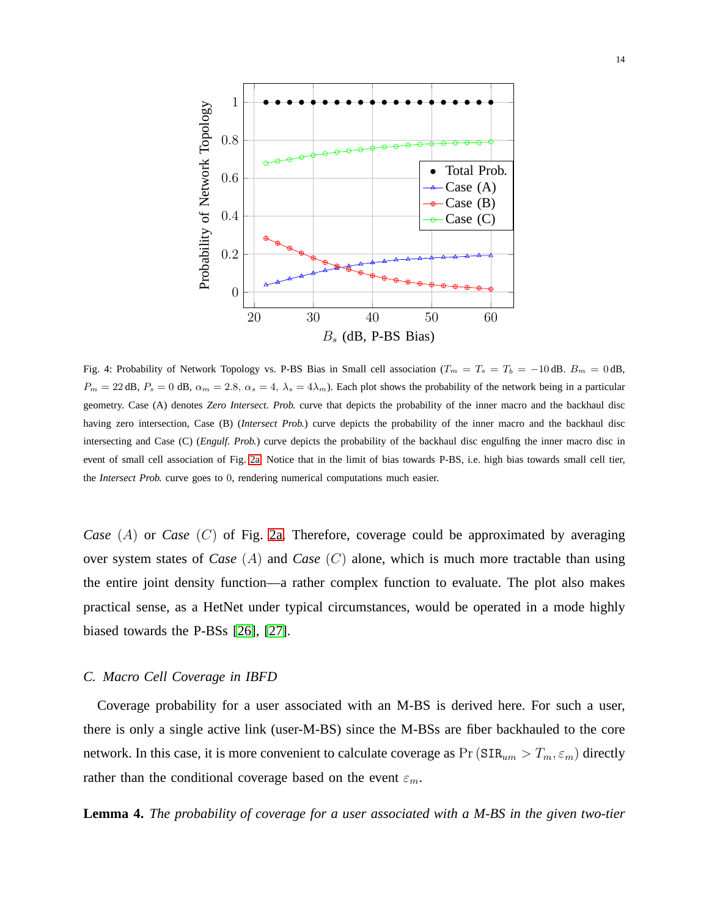Fig. 4: Probability of Network Topology vs. P-BS Bias in Small cell association ($T_m = T_s = T_b = -10$ dB. $B_m = 0$ dB, $P_m = 22$ dB, $P_s = 0$ dB, $\alpha_m = 2.8$, $\alpha_s = 4$, $\lambda_s = 4\lambda_m$). Each plot shows the probability of the network being in a particular geometry. Case (A) denotes *Zero Intersect. Prob.* curve that depicts the probability of the inner macro and the backhaul disc having zero intersection, Case (B) (*Intersect Prob.*) curve depicts the probability of the inner macro and the backhaul disc intersecting and Case (C) (*Engulf. Prob.*) curve depicts the probability of the backhaul disc engulfing the inner macro disc in event of small cell association of Fig. 2a. Notice that in the limit of bias towards P-BS, i.e. high bias towards small cell tier, the *Intersect Prob.* curve goes to 0, rendering numerical computations much easier.

*Case* $(A)$ or *Case* $(C)$ of Fig. 2a. Therefore, coverage could be approximated by averaging over system states of *Case* $(A)$ and *Case* $(C)$ alone, which is much more tractable than using the entire joint density function—a rather complex function to evaluate. The plot also makes practical sense, as a HetNet under typical circumstances, would be operated in a mode highly biased towards the P-BSs [26], [27].

### C. Macro Cell Coverage in IBFD

Coverage probability for a user associated with an M-BS is derived here. For such a user, there is only a single active link (user-M-BS) since the M-BSs are fiber backhauled to the core network. In this case, it is more convenient to calculate coverage as $\Pr(\mathtt{SIR}_{um} > T_m, \varepsilon_m)$ directly rather than the conditional coverage based on the event $\varepsilon_m$.

**Lemma 4.** *The probability of coverage for a user associated with a M-BS in the given two-tier*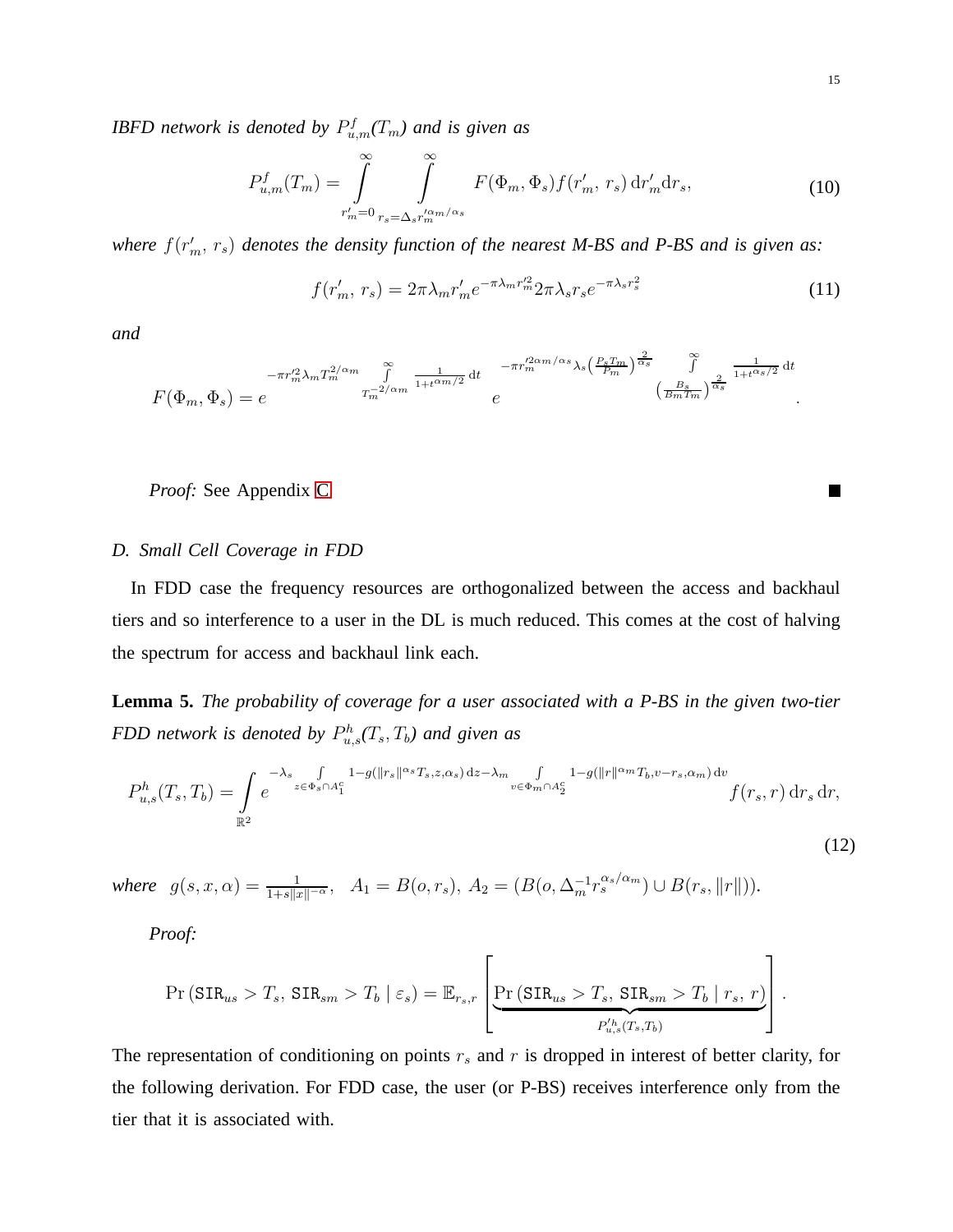*IBFD network is denoted by $P^f_{u,m}(T_m)$ and is given as*

$$P^f_{u,m}(T_m) = \int\limits_{r'_m=0}^{\infty} \int\limits_{r_s=\Delta_s r'^{\alpha_m/\alpha_s}_m}^{\infty} F(\Phi_m, \Phi_s) f(r'_m,\, r_s)\, \mathrm{d}r'_m \mathrm{d}r_s, \tag{10}$$

*where $f(r'_m,\, r_s)$ denotes the density function of the nearest M-BS and P-BS and is given as:*

$$f(r'_m,\, r_s) = 2\pi\lambda_m r'_m e^{-\pi\lambda_m r'^2_m} 2\pi\lambda_s r_s e^{-\pi\lambda_s r_s^2} \tag{11}$$

*and*

$$F(\Phi_m, \Phi_s) = e^{-\pi r'^2_m \lambda_m T_m^{2/\alpha_m} \int\limits_{T_m^{-2/\alpha_m}}^{\infty} \frac{1}{1+t^{\alpha_m/2}}\,\mathrm{d}t} \, e^{-\pi r'^{2\alpha_m/\alpha_s}_m \lambda_s \left(\frac{P_s T_m}{P_m}\right)^{\frac{2}{\alpha_s}} \int\limits_{\left(\frac{B_s}{B_m T_m}\right)^{\frac{2}{\alpha_s}}}^{\infty} \frac{1}{1+t^{\alpha_s/2}}\,\mathrm{d}t}.$$

*Proof:* See Appendix C ∎

## D. Small Cell Coverage in FDD

In FDD case the frequency resources are orthogonalized between the access and backhaul tiers and so interference to a user in the DL is much reduced. This comes at the cost of halving the spectrum for access and backhaul link each.

**Lemma 5.** *The probability of coverage for a user associated with a P-BS in the given two-tier FDD network is denoted by $P^h_{u,s}(T_s, T_b)$ and given as*

$$P^h_{u,s}(T_s, T_b) = \int\limits_{\mathbb{R}^2} e^{-\lambda_s \int\limits_{z\in\Phi_s\cap A_1^c} 1-g(\|r_s\|^{\alpha_s} T_s, z, \alpha_s)\,\mathrm{d}z - \lambda_m \int\limits_{v\in\Phi_m\cap A_2^c} 1-g(\|r\|^{\alpha_m} T_b, v-r_s, \alpha_m)\,\mathrm{d}v} f(r_s, r)\,\mathrm{d}r_s\,\mathrm{d}r, \tag{12}$$

*where* $g(s, x, \alpha) = \frac{1}{1+s\|x\|^{-\alpha}}, \quad A_1 = B(o, r_s),\ A_2 = (B(o, \Delta_m^{-1} r_s^{\alpha_s/\alpha_m}) \cup B(r_s, \|r\|)).$

*Proof:*

$$\Pr\left(\mathtt{SIR}_{us} > T_s,\, \mathtt{SIR}_{sm} > T_b \mid \varepsilon_s\right) = \mathbb{E}_{r_s, r}\left[\underbrace{\Pr\left(\mathtt{SIR}_{us} > T_s,\, \mathtt{SIR}_{sm} > T_b \mid r_s,\, r\right)}_{P'^h_{u,s}(T_s, T_b)}\right].$$

The representation of conditioning on points $r_s$ and $r$ is dropped in interest of better clarity, for the following derivation. For FDD case, the user (or P-BS) receives interference only from the tier that it is associated with.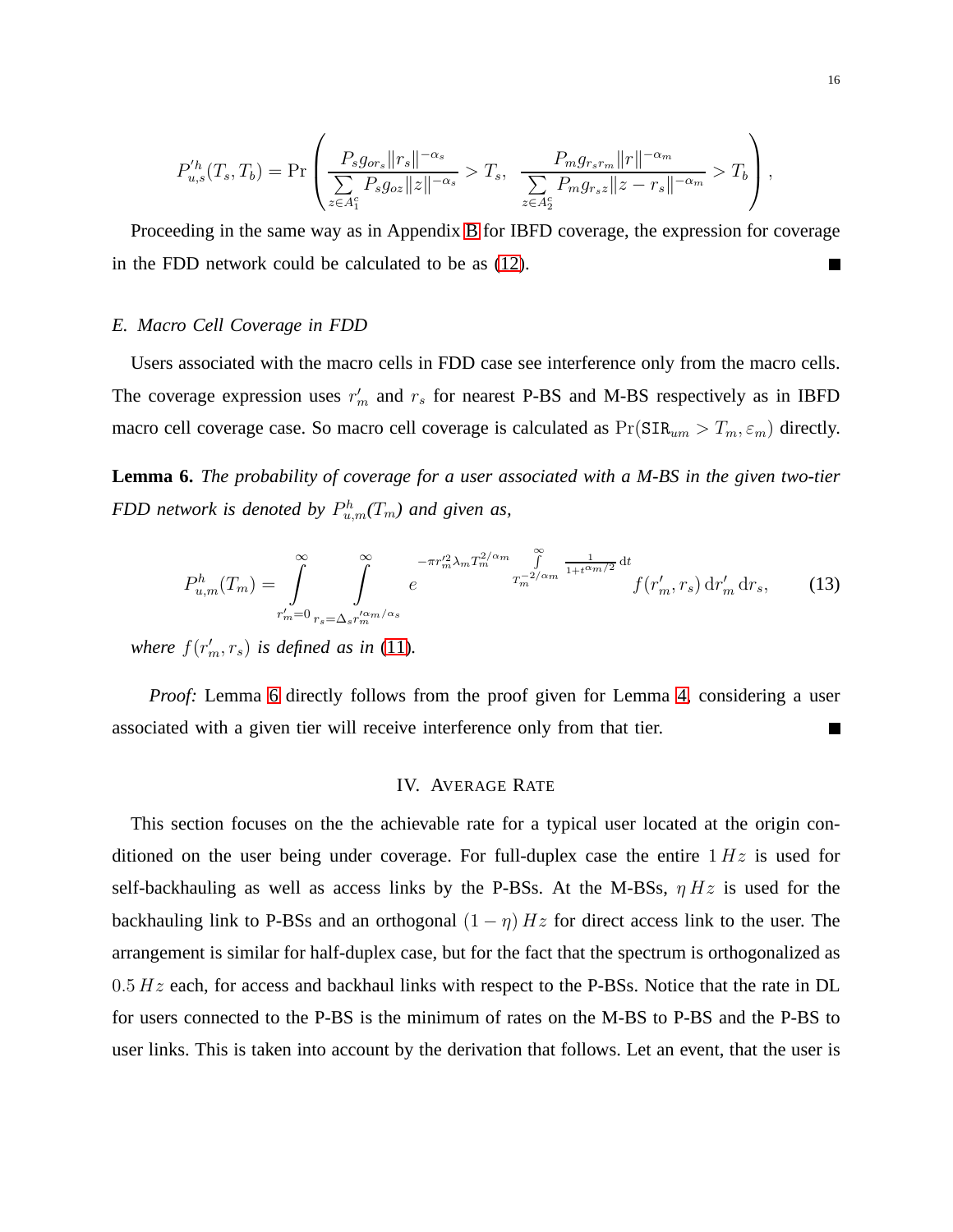$$P'^h_{u,s}(T_s, T_b) = \Pr\left( \frac{P_s g_{or_s} \|r_s\|^{-\alpha_s}}{\sum\limits_{z \in A_1^c} P_s g_{oz} \|z\|^{-\alpha_s}} > T_s, \; \frac{P_m g_{r_s r_m} \|r\|^{-\alpha_m}}{\sum\limits_{z \in A_2^c} P_m g_{r_s z} \|z - r_s\|^{-\alpha_m}} > T_b \right),$$

Proceeding in the same way as in Appendix B for IBFD coverage, the expression for coverage in the FDD network could be calculated to be as (12). ∎

### E. Macro Cell Coverage in FDD

Users associated with the macro cells in FDD case see interference only from the macro cells. The coverage expression uses $r'_m$ and $r_s$ for nearest P-BS and M-BS respectively as in IBFD macro cell coverage case. So macro cell coverage is calculated as $\Pr(\mathtt{SIR}_{um} > T_m, \varepsilon_m)$ directly.

**Lemma 6.** *The probability of coverage for a user associated with a M-BS in the given two-tier FDD network is denoted by $P^h_{u,m}(T_m)$ and given as,*

$$P^h_{u,m}(T_m) = \int\limits_{r'_m=0}^{\infty} \int\limits_{r_s=\Delta_s r'^{\alpha_m/\alpha_s}_m}^{\infty} e^{-\pi r'^2_m \lambda_m T_m^{2/\alpha_m} \int\limits_{T_m^{-2/\alpha_m}}^{\infty} \frac{1}{1+t^{\alpha_m/2}} \mathrm{d}t} f(r'_m, r_s) \, \mathrm{d}r'_m \, \mathrm{d}r_s, \tag{13}$$

*where $f(r'_m, r_s)$ is defined as in (11).*

*Proof:* Lemma 6 directly follows from the proof given for Lemma 4, considering a user associated with a given tier will receive interference only from that tier. ∎

## IV. Average Rate

This section focuses on the the achievable rate for a typical user located at the origin conditioned on the user being under coverage. For full-duplex case the entire $1\,Hz$ is used for self-backhauling as well as access links by the P-BSs. At the M-BSs, $\eta\,Hz$ is used for the backhauling link to P-BSs and an orthogonal $(1-\eta)\,Hz$ for direct access link to the user. The arrangement is similar for half-duplex case, but for the fact that the spectrum is orthogonalized as $0.5\,Hz$ each, for access and backhaul links with respect to the P-BSs. Notice that the rate in DL for users connected to the P-BS is the minimum of rates on the M-BS to P-BS and the P-BS to user links. This is taken into account by the derivation that follows. Let an event, that the user is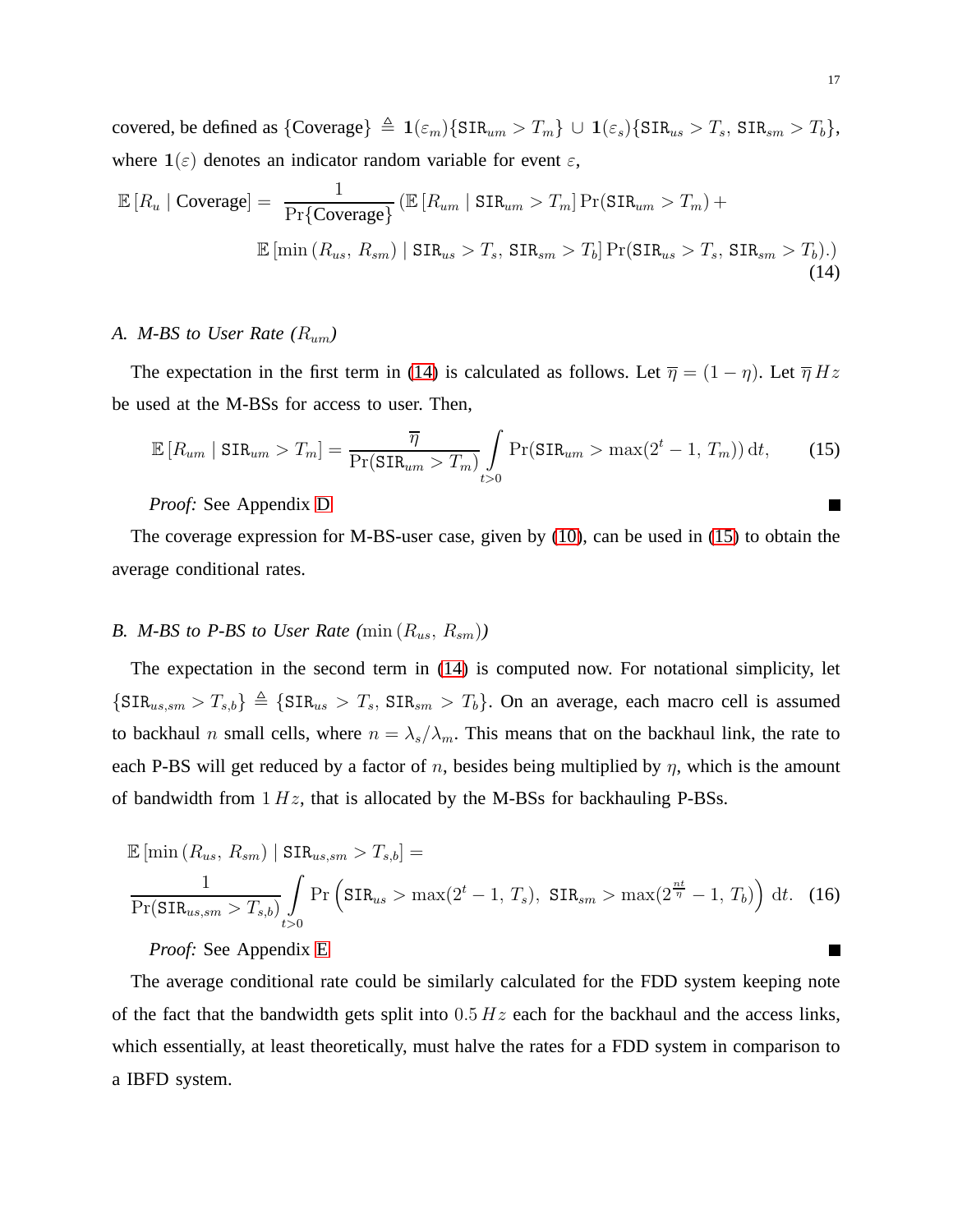covered, be defined as $\{\text{Coverage}\} \triangleq \mathbf{1}(\varepsilon_m)\{\mathtt{SIR}_{um} > T_m\} \cup \mathbf{1}(\varepsilon_s)\{\mathtt{SIR}_{us} > T_s,\, \mathtt{SIR}_{sm} > T_b\}$, where $\mathbf{1}(\varepsilon)$ denotes an indicator random variable for event $\varepsilon$,

$$
\begin{aligned}
\mathbb{E}\left[R_u \mid \text{Coverage}\right] = \; & \frac{1}{\Pr\{\text{Coverage}\}} \left( \mathbb{E}\left[R_{um} \mid \mathtt{SIR}_{um} > T_m\right] \Pr(\mathtt{SIR}_{um} > T_m) + \right. \\
& \left. \mathbb{E}\left[\min\left(R_{us},\, R_{sm}\right) \mid \mathtt{SIR}_{us} > T_s,\, \mathtt{SIR}_{sm} > T_b\right] \Pr(\mathtt{SIR}_{us} > T_s,\, \mathtt{SIR}_{sm} > T_b). \right)
\end{aligned} \tag{14}
$$

### *A. M-BS to User Rate ($R_{um}$)*

The expectation in the first term in (14) is calculated as follows. Let $\overline{\eta} = (1-\eta)$. Let $\overline{\eta}\, Hz$ be used at the M-BSs for access to user. Then,

$$
\mathbb{E}\left[R_{um} \mid \mathtt{SIR}_{um} > T_m\right] = \frac{\overline{\eta}}{\Pr(\mathtt{SIR}_{um} > T_m)} \int\limits_{t>0} \Pr(\mathtt{SIR}_{um} > \max(2^t - 1,\, T_m))\, \mathrm{d}t, \tag{15}
$$

*Proof:* See Appendix D ■

The coverage expression for M-BS-user case, given by (10), can be used in (15) to obtain the average conditional rates.

### *B. M-BS to P-BS to User Rate ($\min\left(R_{us},\, R_{sm}\right)$)*

The expectation in the second term in (14) is computed now. For notational simplicity, let $\{\mathtt{SIR}_{us,sm} > T_{s,b}\} \triangleq \{\mathtt{SIR}_{us} > T_s,\, \mathtt{SIR}_{sm} > T_b\}$. On an average, each macro cell is assumed to backhaul $n$ small cells, where $n = \lambda_s/\lambda_m$. This means that on the backhaul link, the rate to each P-BS will get reduced by a factor of $n$, besides being multiplied by $\eta$, which is the amount of bandwidth from $1\, Hz$, that is allocated by the M-BSs for backhauling P-BSs.

$$
\begin{aligned}
& \mathbb{E}\left[\min\left(R_{us},\, R_{sm}\right) \mid \mathtt{SIR}_{us,sm} > T_{s,b}\right] = \\
& \frac{1}{\Pr(\mathtt{SIR}_{us,sm} > T_{s,b})} \int\limits_{t>0} \Pr\left(\mathtt{SIR}_{us} > \max(2^t - 1,\, T_s),\; \mathtt{SIR}_{sm} > \max(2^{\frac{nt}{\eta}} - 1,\, T_b)\right) \mathrm{d}t.
\end{aligned} \tag{16}
$$

*Proof:* See Appendix E ■

The average conditional rate could be similarly calculated for the FDD system keeping note of the fact that the bandwidth gets split into $0.5\, Hz$ each for the backhaul and the access links, which essentially, at least theoretically, must halve the rates for a FDD system in comparison to a IBFD system.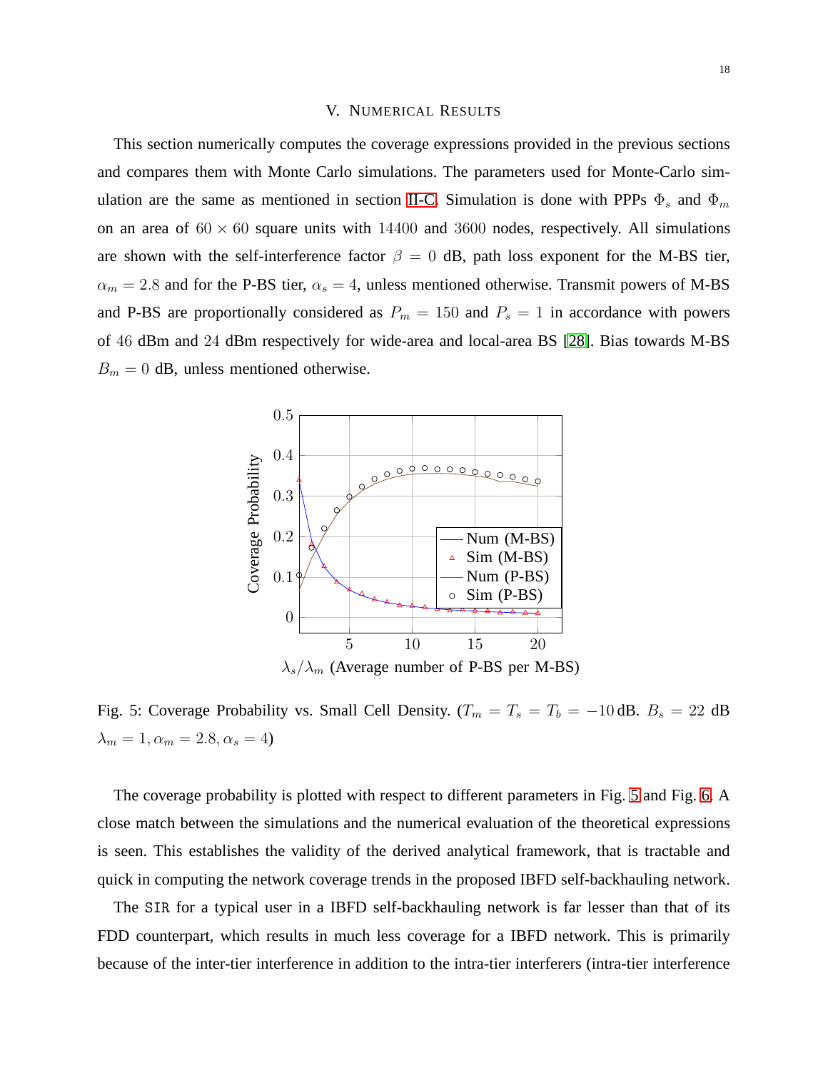## V. Numerical Results

This section numerically computes the coverage expressions provided in the previous sections and compares them with Monte Carlo simulations. The parameters used for Monte-Carlo simulation are the same as mentioned in section II-C. Simulation is done with PPPs $\Phi_s$ and $\Phi_m$ on an area of $60 \times 60$ square units with $14400$ and $3600$ nodes, respectively. All simulations are shown with the self-interference factor $\beta = 0$ dB, path loss exponent for the M-BS tier, $\alpha_m = 2.8$ and for the P-BS tier, $\alpha_s = 4$, unless mentioned otherwise. Transmit powers of M-BS and P-BS are proportionally considered as $P_m = 150$ and $P_s = 1$ in accordance with powers of $46$ dBm and $24$ dBm respectively for wide-area and local-area BS [28]. Bias towards M-BS $B_m = 0$ dB, unless mentioned otherwise.

Fig. 5: Coverage Probability vs. Small Cell Density. ($T_m = T_s = T_b = -10$ dB. $B_s = 22$ dB $\lambda_m = 1, \alpha_m = 2.8, \alpha_s = 4$)

The coverage probability is plotted with respect to different parameters in Fig. 5 and Fig. 6. A close match between the simulations and the numerical evaluation of the theoretical expressions is seen. This establishes the validity of the derived analytical framework, that is tractable and quick in computing the network coverage trends in the proposed IBFD self-backhauling network.

The SIR for a typical user in a IBFD self-backhauling network is far lesser than that of its FDD counterpart, which results in much less coverage for a IBFD network. This is primarily because of the inter-tier interference in addition to the intra-tier interferers (intra-tier interference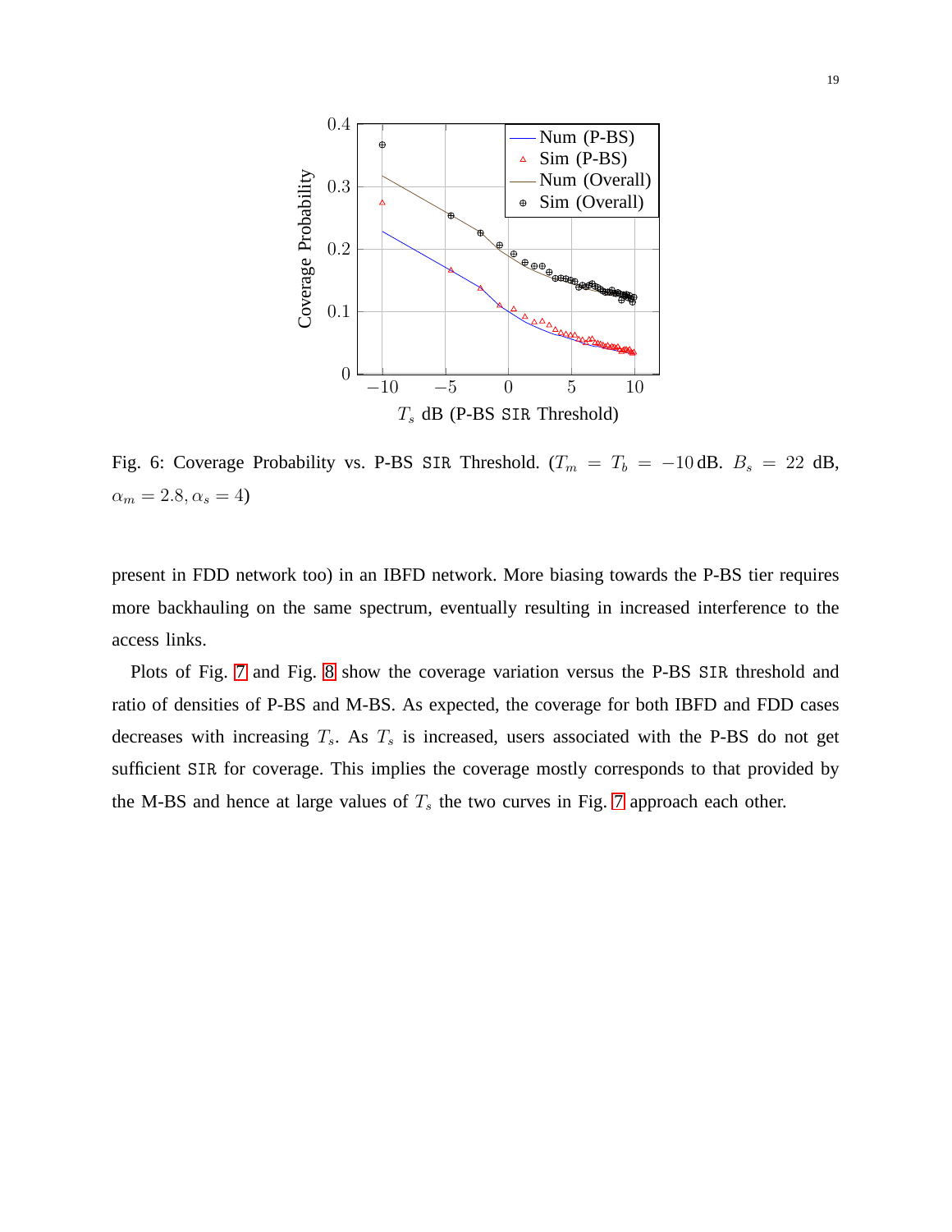Fig. 6: Coverage Probability vs. P-BS SIR Threshold. ($T_m = T_b = -10\,$dB. $B_s = 22$ dB, $\alpha_m = 2.8, \alpha_s = 4$)

present in FDD network too) in an IBFD network. More biasing towards the P-BS tier requires more backhauling on the same spectrum, eventually resulting in increased interference to the access links.

Plots of Fig. 7 and Fig. 8 show the coverage variation versus the P-BS SIR threshold and ratio of densities of P-BS and M-BS. As expected, the coverage for both IBFD and FDD cases decreases with increasing $T_s$. As $T_s$ is increased, users associated with the P-BS do not get sufficient SIR for coverage. This implies the coverage mostly corresponds to that provided by the M-BS and hence at large values of $T_s$ the two curves in Fig. 7 approach each other.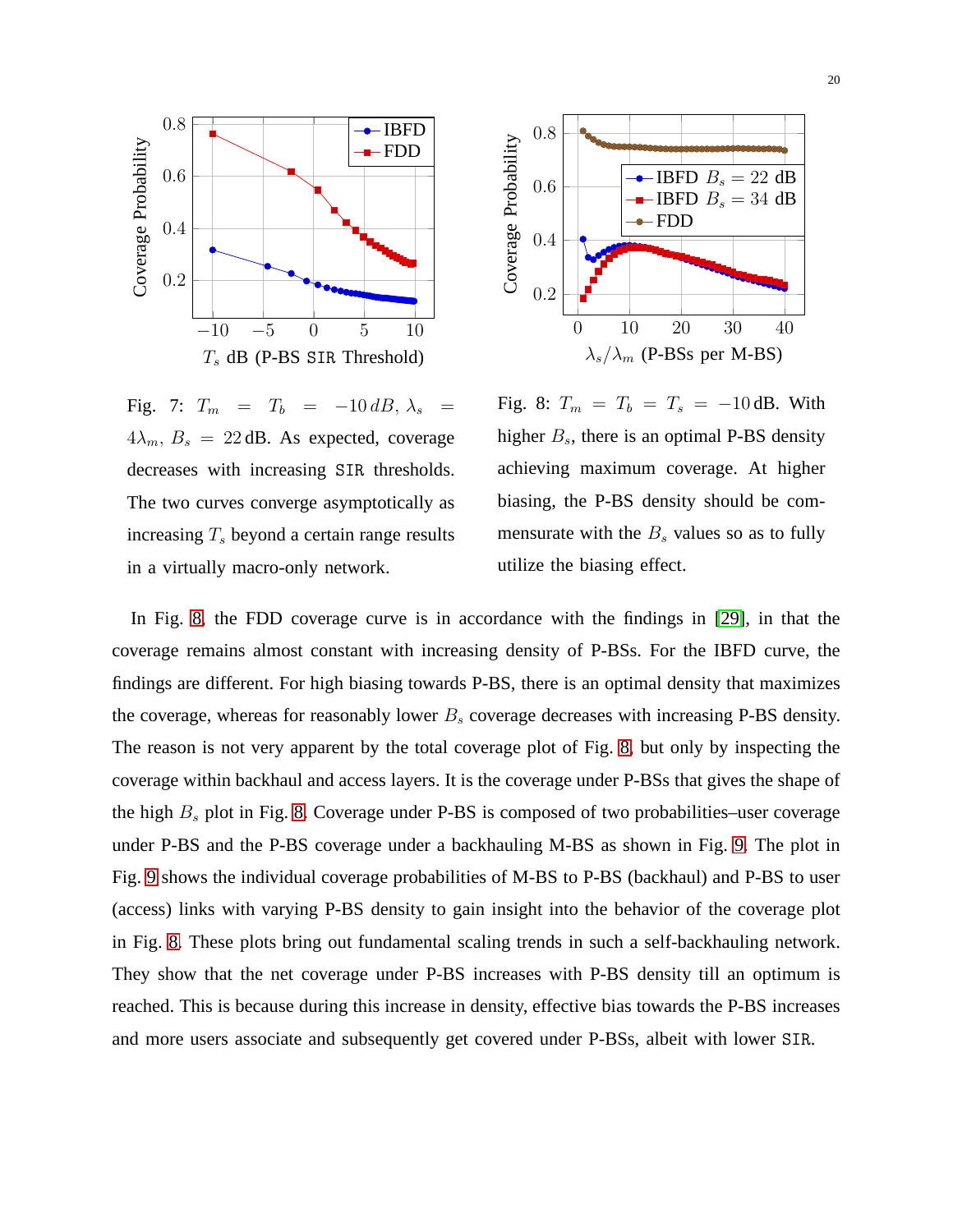Fig. 7: $T_m = T_b = -10\,dB$, $\lambda_s = 4\lambda_m$, $B_s = 22\,$dB. As expected, coverage decreases with increasing SIR thresholds. The two curves converge asymptotically as increasing $T_s$ beyond a certain range results in a virtually macro-only network.

Fig. 8: $T_m = T_b = T_s = -10\,$dB. With higher $B_s$, there is an optimal P-BS density achieving maximum coverage. At higher biasing, the P-BS density should be commensurate with the $B_s$ values so as to fully utilize the biasing effect.

In Fig. 8, the FDD coverage curve is in accordance with the findings in [29], in that the coverage remains almost constant with increasing density of P-BSs. For the IBFD curve, the findings are different. For high biasing towards P-BS, there is an optimal density that maximizes the coverage, whereas for reasonably lower $B_s$ coverage decreases with increasing P-BS density. The reason is not very apparent by the total coverage plot of Fig. 8, but only by inspecting the coverage within backhaul and access layers. It is the coverage under P-BSs that gives the shape of the high $B_s$ plot in Fig. 8. Coverage under P-BS is composed of two probabilities–user coverage under P-BS and the P-BS coverage under a backhauling M-BS as shown in Fig. 9. The plot in Fig. 9 shows the individual coverage probabilities of M-BS to P-BS (backhaul) and P-BS to user (access) links with varying P-BS density to gain insight into the behavior of the coverage plot in Fig. 8. These plots bring out fundamental scaling trends in such a self-backhauling network. They show that the net coverage under P-BS increases with P-BS density till an optimum is reached. This is because during this increase in density, effective bias towards the P-BS increases and more users associate and subsequently get covered under P-BSs, albeit with lower SIR.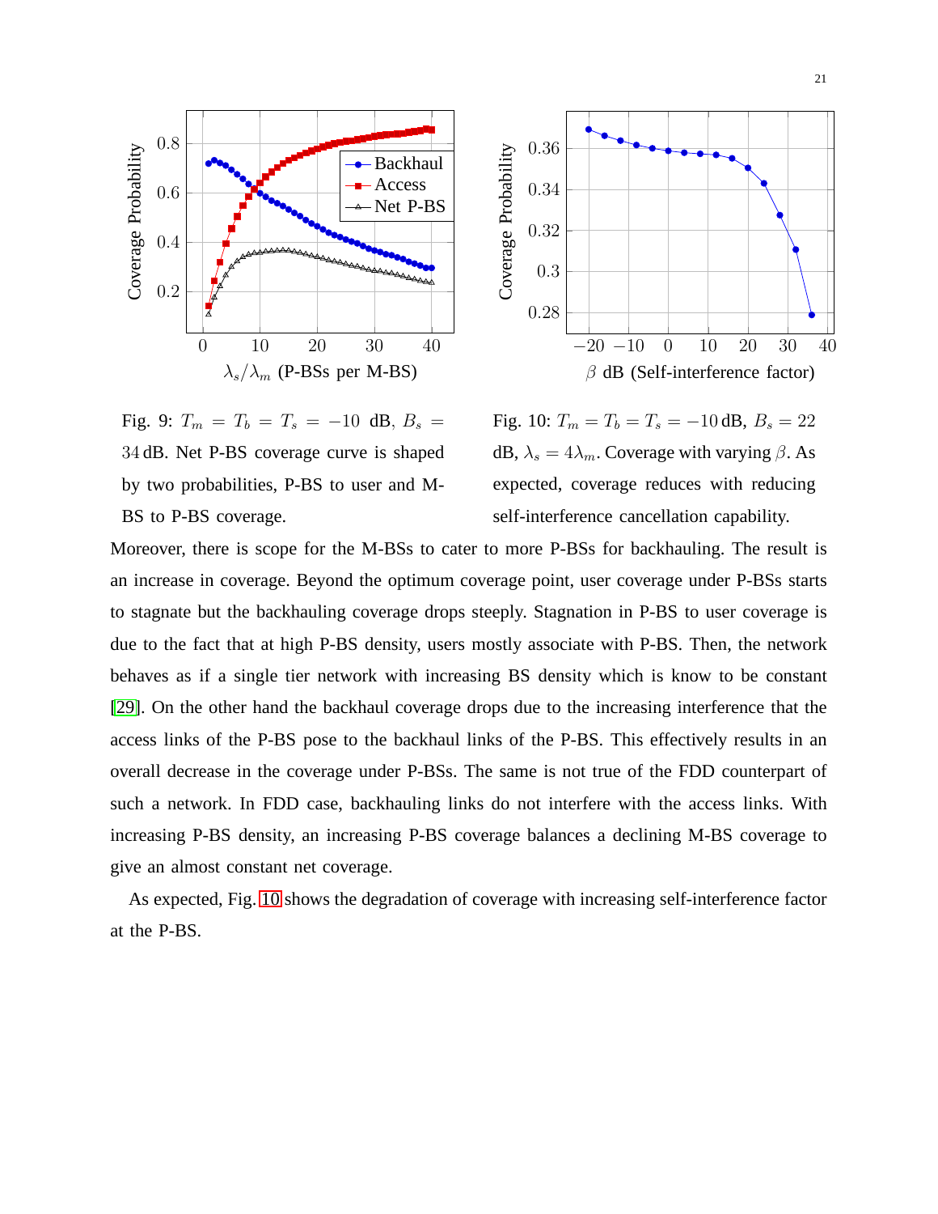Fig. 9: $T_m = T_b = T_s = -10$ dB, $B_s = 34$ dB. Net P-BS coverage curve is shaped by two probabilities, P-BS to user and M-BS to P-BS coverage.

Fig. 10: $T_m = T_b = T_s = -10$ dB, $B_s = 22$ dB, $\lambda_s = 4\lambda_m$. Coverage with varying $\beta$. As expected, coverage reduces with reducing self-interference cancellation capability.

Moreover, there is scope for the M-BSs to cater to more P-BSs for backhauling. The result is an increase in coverage. Beyond the optimum coverage point, user coverage under P-BSs starts to stagnate but the backhauling coverage drops steeply. Stagnation in P-BS to user coverage is due to the fact that at high P-BS density, users mostly associate with P-BS. Then, the network behaves as if a single tier network with increasing BS density which is know to be constant [29]. On the other hand the backhaul coverage drops due to the increasing interference that the access links of the P-BS pose to the backhaul links of the P-BS. This effectively results in an overall decrease in the coverage under P-BSs. The same is not true of the FDD counterpart of such a network. In FDD case, backhauling links do not interfere with the access links. With increasing P-BS density, an increasing P-BS coverage balances a declining M-BS coverage to give an almost constant net coverage.

As expected, Fig. 10 shows the degradation of coverage with increasing self-interference factor at the P-BS.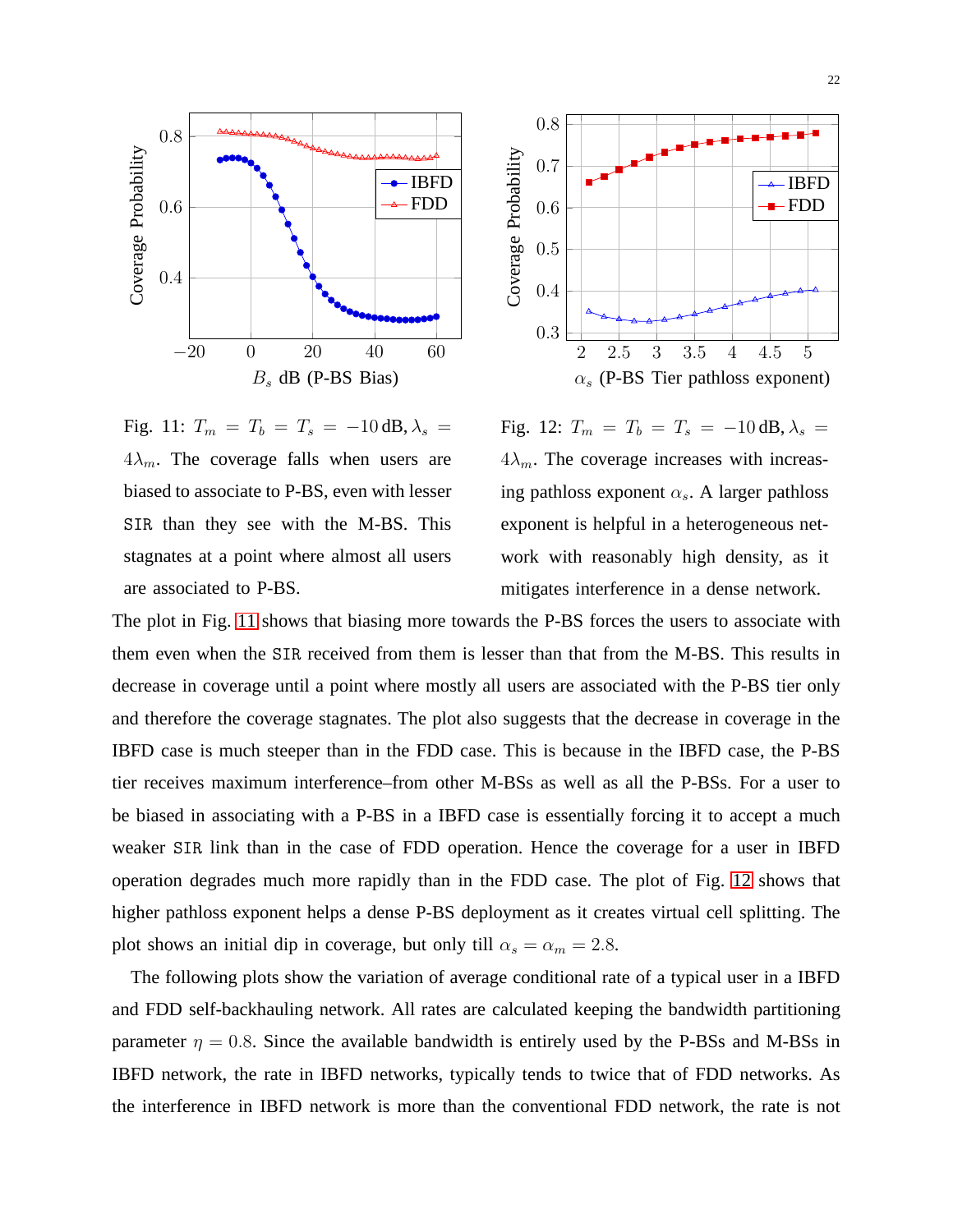Fig. 11: $T_m = T_b = T_s = -10\,\text{dB}, \lambda_s = 4\lambda_m$. The coverage falls when users are biased to associate to P-BS, even with lesser SIR than they see with the M-BS. This stagnates at a point where almost all users are associated to P-BS.

Fig. 12: $T_m = T_b = T_s = -10\,\text{dB}, \lambda_s = 4\lambda_m$. The coverage increases with increasing pathloss exponent $\alpha_s$. A larger pathloss exponent is helpful in a heterogeneous network with reasonably high density, as it mitigates interference in a dense network.

The plot in Fig. 11 shows that biasing more towards the P-BS forces the users to associate with them even when the SIR received from them is lesser than that from the M-BS. This results in decrease in coverage until a point where mostly all users are associated with the P-BS tier only and therefore the coverage stagnates. The plot also suggests that the decrease in coverage in the IBFD case is much steeper than in the FDD case. This is because in the IBFD case, the P-BS tier receives maximum interference–from other M-BSs as well as all the P-BSs. For a user to be biased in associating with a P-BS in a IBFD case is essentially forcing it to accept a much weaker SIR link than in the case of FDD operation. Hence the coverage for a user in IBFD operation degrades much more rapidly than in the FDD case. The plot of Fig. 12 shows that higher pathloss exponent helps a dense P-BS deployment as it creates virtual cell splitting. The plot shows an initial dip in coverage, but only till $\alpha_s = \alpha_m = 2.8$.

The following plots show the variation of average conditional rate of a typical user in a IBFD and FDD self-backhauling network. All rates are calculated keeping the bandwidth partitioning parameter $\eta = 0.8$. Since the available bandwidth is entirely used by the P-BSs and M-BSs in IBFD network, the rate in IBFD networks, typically tends to twice that of FDD networks. As the interference in IBFD network is more than the conventional FDD network, the rate is not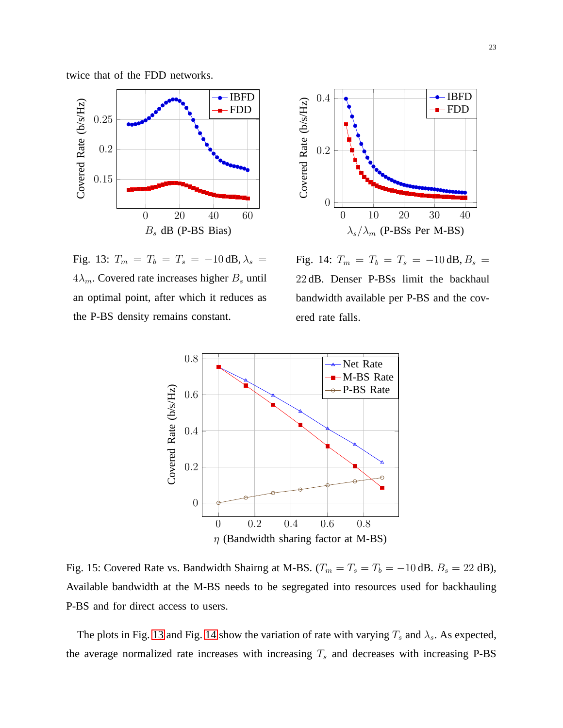twice that of the FDD networks.

Fig. 13: $T_m = T_b = T_s = -10\,\text{dB}, \lambda_s = 4\lambda_m$. Covered rate increases higher $B_s$ until an optimal point, after which it reduces as the P-BS density remains constant.

Fig. 14: $T_m = T_b = T_s = -10\,\text{dB}, B_s = 22\,\text{dB}$. Denser P-BSs limit the backhaul bandwidth available per P-BS and the covered rate falls.

Fig. 15: Covered Rate vs. Bandwidth Shairng at M-BS. ($T_m = T_s = T_b = -10\,\text{dB}$. $B_s = 22$ dB), Available bandwidth at the M-BS needs to be segregated into resources used for backhauling P-BS and for direct access to users.

The plots in Fig. 13 and Fig. 14 show the variation of rate with varying $T_s$ and $\lambda_s$. As expected, the average normalized rate increases with increasing $T_s$ and decreases with increasing P-BS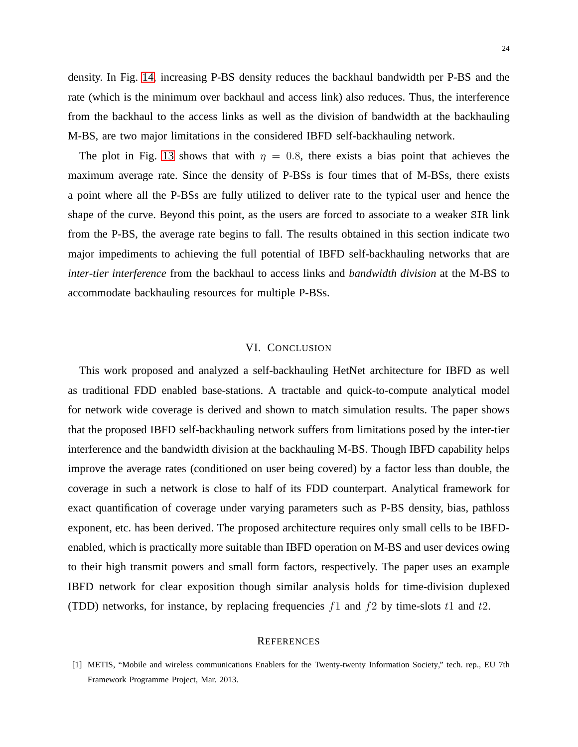density. In Fig. 14, increasing P-BS density reduces the backhaul bandwidth per P-BS and the rate (which is the minimum over backhaul and access link) also reduces. Thus, the interference from the backhaul to the access links as well as the division of bandwidth at the backhauling M-BS, are two major limitations in the considered IBFD self-backhauling network.

The plot in Fig. 13 shows that with $\eta = 0.8$, there exists a bias point that achieves the maximum average rate. Since the density of P-BSs is four times that of M-BSs, there exists a point where all the P-BSs are fully utilized to deliver rate to the typical user and hence the shape of the curve. Beyond this point, as the users are forced to associate to a weaker $\mathtt{SIR}$ link from the P-BS, the average rate begins to fall. The results obtained in this section indicate two major impediments to achieving the full potential of IBFD self-backhauling networks that are *inter-tier interference* from the backhaul to access links and *bandwidth division* at the M-BS to accommodate backhauling resources for multiple P-BSs.

## VI. Conclusion

This work proposed and analyzed a self-backhauling HetNet architecture for IBFD as well as traditional FDD enabled base-stations. A tractable and quick-to-compute analytical model for network wide coverage is derived and shown to match simulation results. The paper shows that the proposed IBFD self-backhauling network suffers from limitations posed by the inter-tier interference and the bandwidth division at the backhauling M-BS. Though IBFD capability helps improve the average rates (conditioned on user being covered) by a factor less than double, the coverage in such a network is close to half of its FDD counterpart. Analytical framework for exact quantification of coverage under varying parameters such as P-BS density, bias, pathloss exponent, etc. has been derived. The proposed architecture requires only small cells to be IBFD-enabled, which is practically more suitable than IBFD operation on M-BS and user devices owing to their high transmit powers and small form factors, respectively. The paper uses an example IBFD network for clear exposition though similar analysis holds for time-division duplexed (TDD) networks, for instance, by replacing frequencies $f1$ and $f2$ by time-slots $t1$ and $t2$.

## References

[1] METIS, "Mobile and wireless communications Enablers for the Twenty-twenty Information Society," tech. rep., EU 7th Framework Programme Project, Mar. 2013.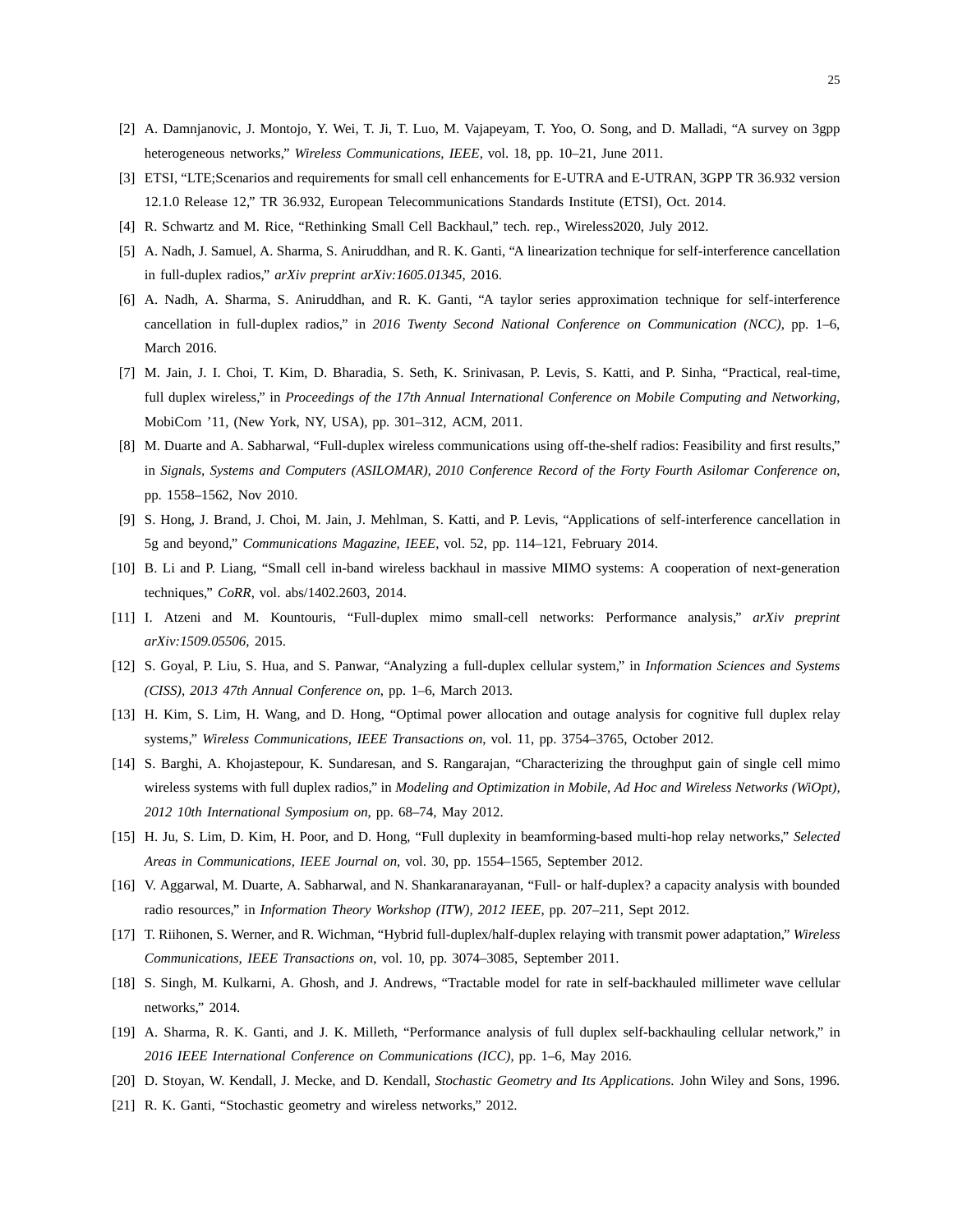[2] A. Damnjanovic, J. Montojo, Y. Wei, T. Ji, T. Luo, M. Vajapeyam, T. Yoo, O. Song, and D. Malladi, "A survey on 3gpp heterogeneous networks," *Wireless Communications, IEEE*, vol. 18, pp. 10–21, June 2011.

[3] ETSI, "LTE;Scenarios and requirements for small cell enhancements for E-UTRA and E-UTRAN, 3GPP TR 36.932 version 12.1.0 Release 12," TR 36.932, European Telecommunications Standards Institute (ETSI), Oct. 2014.

[4] R. Schwartz and M. Rice, "Rethinking Small Cell Backhaul," tech. rep., Wireless2020, July 2012.

[5] A. Nadh, J. Samuel, A. Sharma, S. Aniruddhan, and R. K. Ganti, "A linearization technique for self-interference cancellation in full-duplex radios," *arXiv preprint arXiv:1605.01345*, 2016.

[6] A. Nadh, A. Sharma, S. Aniruddhan, and R. K. Ganti, "A taylor series approximation technique for self-interference cancellation in full-duplex radios," in *2016 Twenty Second National Conference on Communication (NCC)*, pp. 1–6, March 2016.

[7] M. Jain, J. I. Choi, T. Kim, D. Bharadia, S. Seth, K. Srinivasan, P. Levis, S. Katti, and P. Sinha, "Practical, real-time, full duplex wireless," in *Proceedings of the 17th Annual International Conference on Mobile Computing and Networking*, MobiCom '11, (New York, NY, USA), pp. 301–312, ACM, 2011.

[8] M. Duarte and A. Sabharwal, "Full-duplex wireless communications using off-the-shelf radios: Feasibility and first results," in *Signals, Systems and Computers (ASILOMAR), 2010 Conference Record of the Forty Fourth Asilomar Conference on*, pp. 1558–1562, Nov 2010.

[9] S. Hong, J. Brand, J. Choi, M. Jain, J. Mehlman, S. Katti, and P. Levis, "Applications of self-interference cancellation in 5g and beyond," *Communications Magazine, IEEE*, vol. 52, pp. 114–121, February 2014.

[10] B. Li and P. Liang, "Small cell in-band wireless backhaul in massive MIMO systems: A cooperation of next-generation techniques," *CoRR*, vol. abs/1402.2603, 2014.

[11] I. Atzeni and M. Kountouris, "Full-duplex mimo small-cell networks: Performance analysis," *arXiv preprint arXiv:1509.05506*, 2015.

[12] S. Goyal, P. Liu, S. Hua, and S. Panwar, "Analyzing a full-duplex cellular system," in *Information Sciences and Systems (CISS), 2013 47th Annual Conference on*, pp. 1–6, March 2013.

[13] H. Kim, S. Lim, H. Wang, and D. Hong, "Optimal power allocation and outage analysis for cognitive full duplex relay systems," *Wireless Communications, IEEE Transactions on*, vol. 11, pp. 3754–3765, October 2012.

[14] S. Barghi, A. Khojastepour, K. Sundaresan, and S. Rangarajan, "Characterizing the throughput gain of single cell mimo wireless systems with full duplex radios," in *Modeling and Optimization in Mobile, Ad Hoc and Wireless Networks (WiOpt), 2012 10th International Symposium on*, pp. 68–74, May 2012.

[15] H. Ju, S. Lim, D. Kim, H. Poor, and D. Hong, "Full duplexity in beamforming-based multi-hop relay networks," *Selected Areas in Communications, IEEE Journal on*, vol. 30, pp. 1554–1565, September 2012.

[16] V. Aggarwal, M. Duarte, A. Sabharwal, and N. Shankaranarayanan, "Full- or half-duplex? a capacity analysis with bounded radio resources," in *Information Theory Workshop (ITW), 2012 IEEE*, pp. 207–211, Sept 2012.

[17] T. Riihonen, S. Werner, and R. Wichman, "Hybrid full-duplex/half-duplex relaying with transmit power adaptation," *Wireless Communications, IEEE Transactions on*, vol. 10, pp. 3074–3085, September 2011.

[18] S. Singh, M. Kulkarni, A. Ghosh, and J. Andrews, "Tractable model for rate in self-backhauled millimeter wave cellular networks," 2014.

[19] A. Sharma, R. K. Ganti, and J. K. Milleth, "Performance analysis of full duplex self-backhauling cellular network," in *2016 IEEE International Conference on Communications (ICC)*, pp. 1–6, May 2016.

[20] D. Stoyan, W. Kendall, J. Mecke, and D. Kendall, *Stochastic Geometry and Its Applications*. John Wiley and Sons, 1996.

[21] R. K. Ganti, "Stochastic geometry and wireless networks," 2012.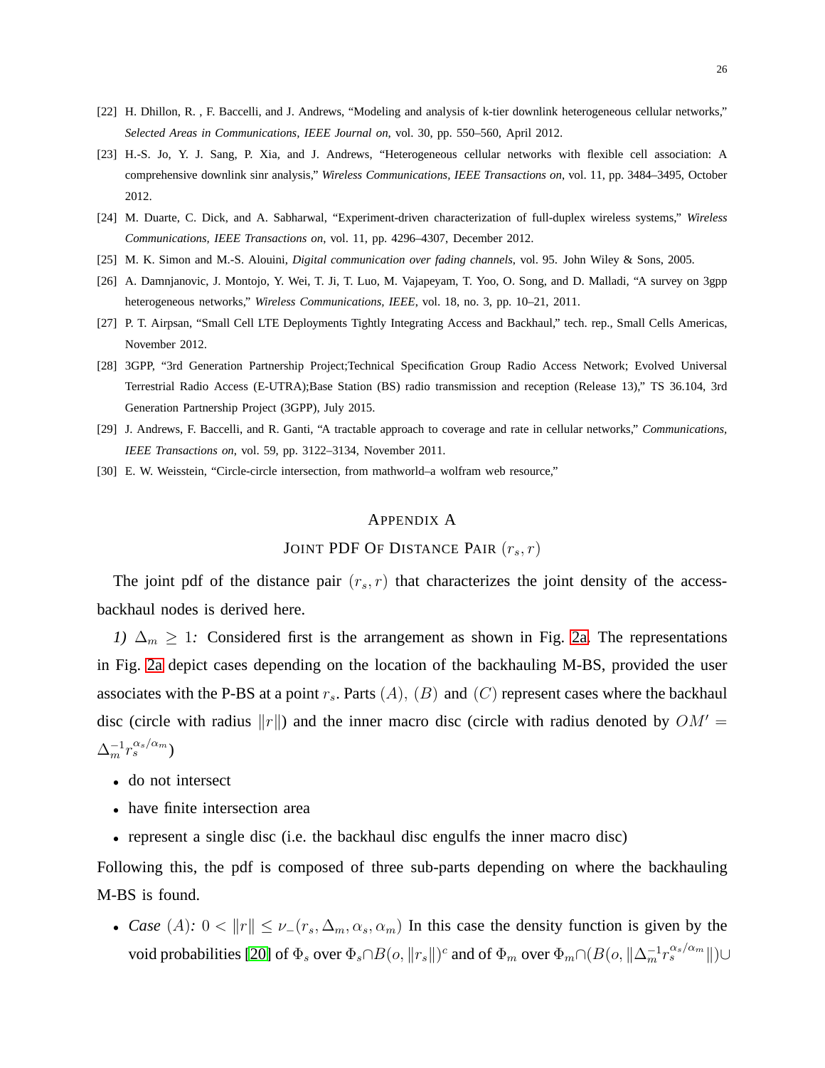[22] H. Dhillon, R. , F. Baccelli, and J. Andrews, "Modeling and analysis of k-tier downlink heterogeneous cellular networks," *Selected Areas in Communications, IEEE Journal on*, vol. 30, pp. 550–560, April 2012.

[23] H.-S. Jo, Y. J. Sang, P. Xia, and J. Andrews, "Heterogeneous cellular networks with flexible cell association: A comprehensive downlink sinr analysis," *Wireless Communications, IEEE Transactions on*, vol. 11, pp. 3484–3495, October 2012.

[24] M. Duarte, C. Dick, and A. Sabharwal, "Experiment-driven characterization of full-duplex wireless systems," *Wireless Communications, IEEE Transactions on*, vol. 11, pp. 4296–4307, December 2012.

[25] M. K. Simon and M.-S. Alouini, *Digital communication over fading channels*, vol. 95. John Wiley & Sons, 2005.

[26] A. Damnjanovic, J. Montojo, Y. Wei, T. Ji, T. Luo, M. Vajapeyam, T. Yoo, O. Song, and D. Malladi, "A survey on 3gpp heterogeneous networks," *Wireless Communications, IEEE*, vol. 18, no. 3, pp. 10–21, 2011.

[27] P. T. Airpsan, "Small Cell LTE Deployments Tightly Integrating Access and Backhaul," tech. rep., Small Cells Americas, November 2012.

[28] 3GPP, "3rd Generation Partnership Project;Technical Specification Group Radio Access Network; Evolved Universal Terrestrial Radio Access (E-UTRA);Base Station (BS) radio transmission and reception (Release 13)," TS 36.104, 3rd Generation Partnership Project (3GPP), July 2015.

[29] J. Andrews, F. Baccelli, and R. Ganti, "A tractable approach to coverage and rate in cellular networks," *Communications, IEEE Transactions on*, vol. 59, pp. 3122–3134, November 2011.

[30] E. W. Weisstein, "Circle-circle intersection, from mathworld–a wolfram web resource,"

# APPENDIX A

## JOINT PDF OF DISTANCE PAIR $(r_s, r)$

The joint pdf of the distance pair $(r_s, r)$ that characterizes the joint density of the access-backhaul nodes is derived here.

*1) $\Delta_m \geq 1$:* Considered first is the arrangement as shown in Fig. 2a. The representations in Fig. 2a depict cases depending on the location of the backhauling M-BS, provided the user associates with the P-BS at a point $r_s$. Parts $(A)$, $(B)$ and $(C)$ represent cases where the backhaul disc (circle with radius $\|r\|$) and the inner macro disc (circle with radius denoted by $OM' = \Delta_m^{-1} r_s^{\alpha_s/\alpha_m}$)

- do not intersect
- have finite intersection area
- represent a single disc (i.e. the backhaul disc engulfs the inner macro disc)

Following this, the pdf is composed of three sub-parts depending on where the backhauling M-BS is found.

- *Case $(A)$: $0 < \|r\| \leq \nu_-(r_s, \Delta_m, \alpha_s, \alpha_m)$* In this case the density function is given by the void probabilities [20] of $\Phi_s$ over $\Phi_s \cap B(o, \|r_s\|)^c$ and of $\Phi_m$ over $\Phi_m \cap (B(o, \|\Delta_m^{-1} r_s^{\alpha_s/\alpha_m}\|) \cup$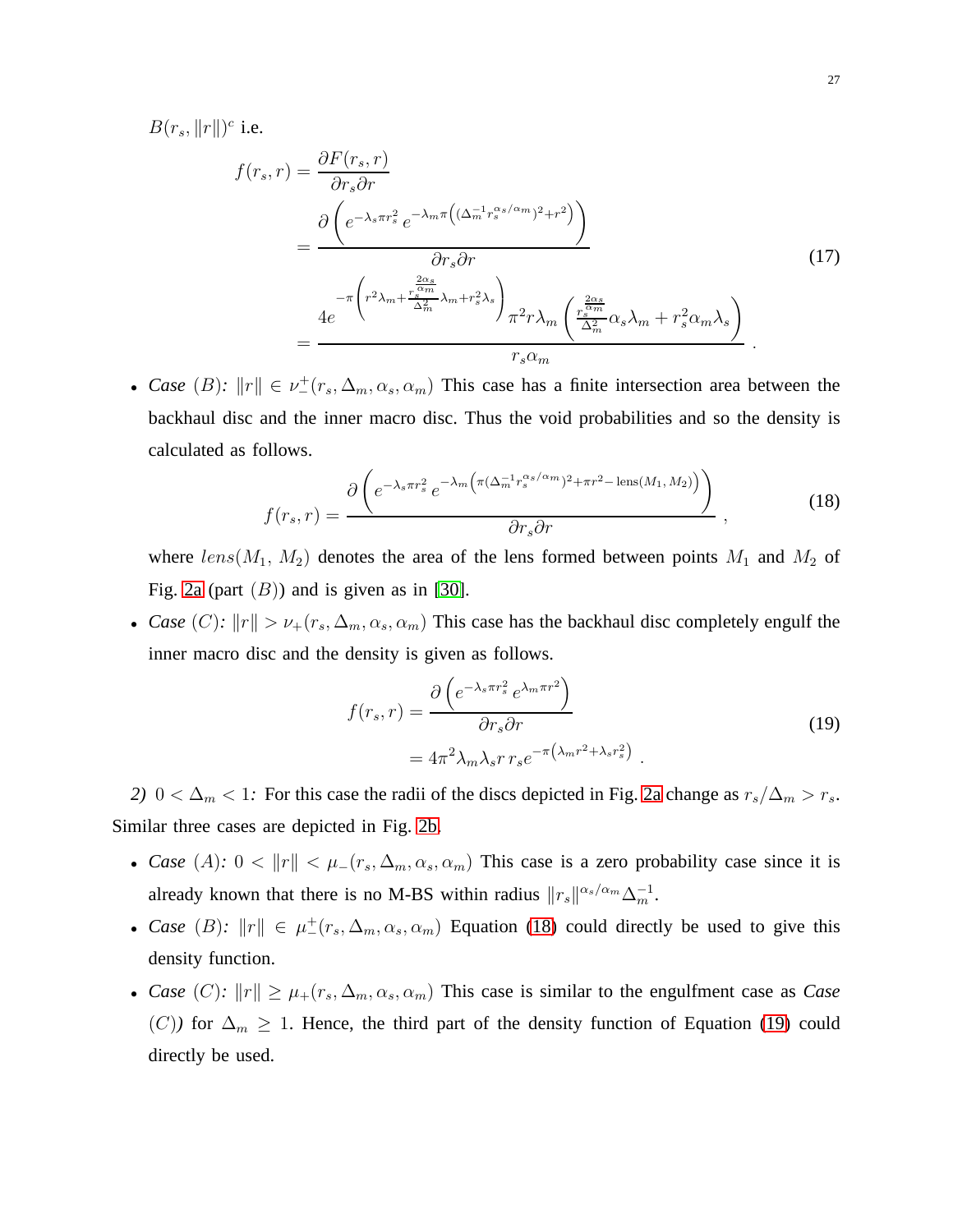$B(r_s, \|r\|)^c$ i.e.

$$
\begin{aligned}
f(r_s, r) &= \frac{\partial F(r_s, r)}{\partial r_s \partial r} \\
&= \frac{\partial \left( e^{-\lambda_s \pi r_s^2} \, e^{-\lambda_m \pi \left( (\Delta_m^{-1} r_s^{\alpha_s/\alpha_m})^2 + r^2 \right)} \right)}{\partial r_s \partial r} \\
&= \frac{4 e^{-\pi \left( r^2 \lambda_m + \frac{r_s^{\frac{2\alpha_s}{\alpha_m}}}{\Delta_m^2} \lambda_m + r_s^2 \lambda_s \right)} \pi^2 r \lambda_m \left( \frac{r_s^{\frac{2\alpha_s}{\alpha_m}}}{\Delta_m^2} \alpha_s \lambda_m + r_s^2 \alpha_m \lambda_s \right)}{r_s \alpha_m} \,.
\end{aligned} \tag{17}
$$

- *Case* $(B)$*:* $\|r\| \in \nu_-^+(r_s, \Delta_m, \alpha_s, \alpha_m)$ This case has a finite intersection area between the backhaul disc and the inner macro disc. Thus the void probabilities and so the density is calculated as follows.

$$
f(r_s, r) = \frac{\partial \left( e^{-\lambda_s \pi r_s^2} \, e^{-\lambda_m \left( \pi (\Delta_m^{-1} r_s^{\alpha_s/\alpha_m})^2 + \pi r^2 - \text{lens}(M_1, M_2) \right)} \right)}{\partial r_s \partial r} \,, \tag{18}
$$

where $lens(M_1, \, M_2)$ denotes the area of the lens formed between points $M_1$ and $M_2$ of Fig. 2a (part $(B)$) and is given as in [30].

- *Case* $(C)$*:* $\|r\| > \nu_+(r_s, \Delta_m, \alpha_s, \alpha_m)$ This case has the backhaul disc completely engulf the inner macro disc and the density is given as follows.

$$
\begin{aligned}
f(r_s, r) &= \frac{\partial \left( e^{-\lambda_s \pi r_s^2} \, e^{\lambda_m \pi r^2} \right)}{\partial r_s \partial r} \\
&= 4\pi^2 \lambda_m \lambda_s r \, r_s e^{-\pi \left( \lambda_m r^2 + \lambda_s r_s^2 \right)} \,.
\end{aligned} \tag{19}
$$

*2)* $0 < \Delta_m < 1$*:* For this case the radii of the discs depicted in Fig. 2a change as $r_s/\Delta_m > r_s$. Similar three cases are depicted in Fig. 2b.

- *Case* $(A)$*:* $0 < \|r\| < \mu_-(r_s, \Delta_m, \alpha_s, \alpha_m)$ This case is a zero probability case since it is already known that there is no M-BS within radius $\|r_s\|^{\alpha_s/\alpha_m} \Delta_m^{-1}$.
- *Case* $(B)$*:* $\|r\| \in \mu_-^+(r_s, \Delta_m, \alpha_s, \alpha_m)$ Equation (18) could directly be used to give this density function.
- *Case* $(C)$*:* $\|r\| \geq \mu_+(r_s, \Delta_m, \alpha_s, \alpha_m)$ This case is similar to the engulfment case as *Case* $(C)$*)* for $\Delta_m \geq 1$. Hence, the third part of the density function of Equation (19) could directly be used.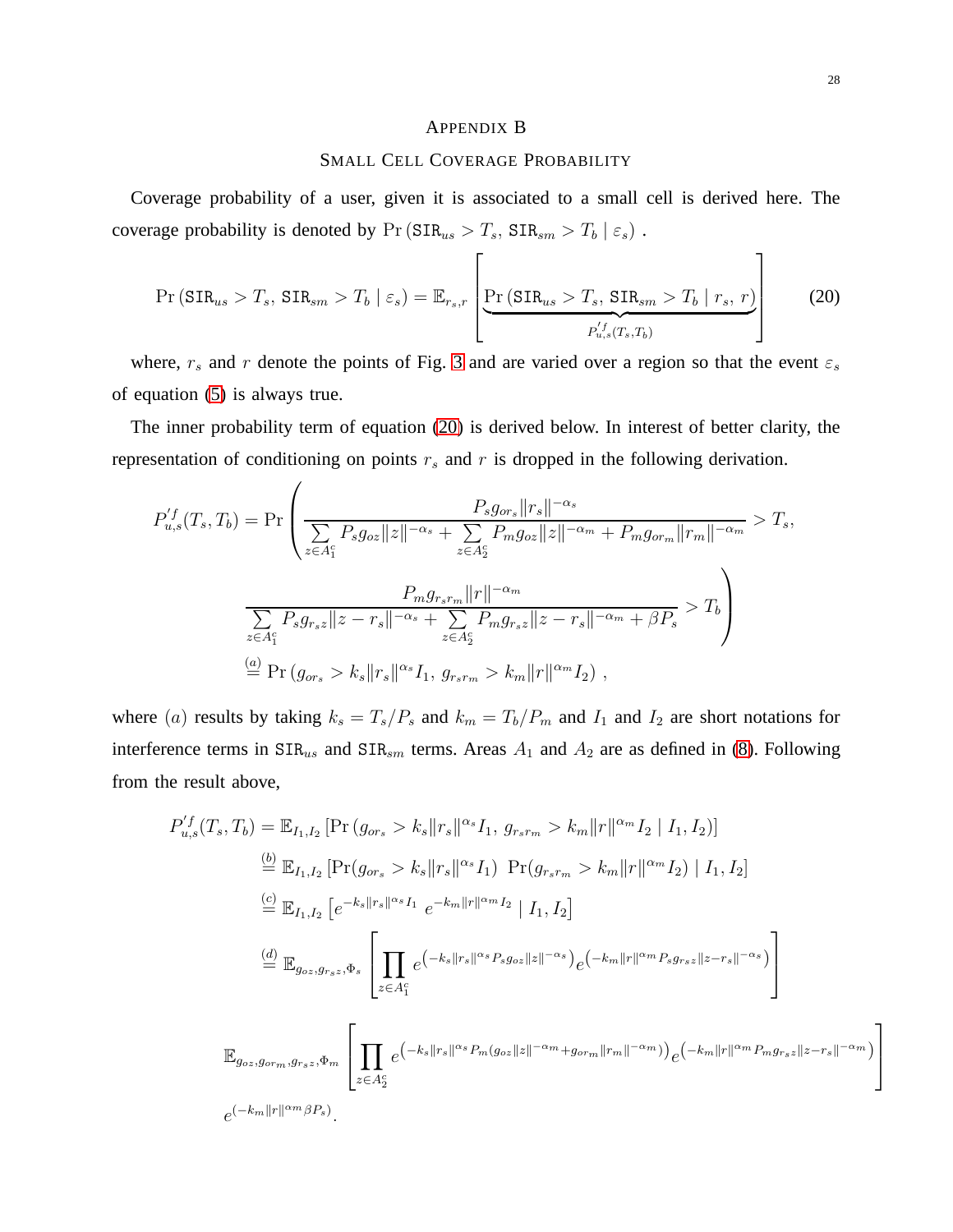# Appendix B
## Small Cell Coverage Probability

Coverage probability of a user, given it is associated to a small cell is derived here. The coverage probability is denoted by $\Pr\left(\mathtt{SIR}_{us} > T_s,\, \mathtt{SIR}_{sm} > T_b \mid \varepsilon_s\right)$ .

$$\Pr\left(\mathtt{SIR}_{us} > T_s,\, \mathtt{SIR}_{sm} > T_b \mid \varepsilon_s\right) = \mathbb{E}_{r_s, r}\left[\underbrace{\Pr\left(\mathtt{SIR}_{us} > T_s,\, \mathtt{SIR}_{sm} > T_b \mid r_s,\, r\right)}_{P'^{f}_{u,s}(T_s, T_b)}\right] \tag{20}$$

where, $r_s$ and $r$ denote the points of Fig. 3 and are varied over a region so that the event $\varepsilon_s$ of equation (5) is always true.

The inner probability term of equation (20) is derived below. In interest of better clarity, the representation of conditioning on points $r_s$ and $r$ is dropped in the following derivation.

$$\begin{aligned}
P'^{f}_{u,s}(T_s, T_b) &= \Pr\left(\frac{P_s g_{or_s}\|r_s\|^{-\alpha_s}}{\sum\limits_{z \in A_1^c} P_s g_{oz}\|z\|^{-\alpha_s} + \sum\limits_{z \in A_2^c} P_m g_{oz}\|z\|^{-\alpha_m} + P_m g_{or_m}\|r_m\|^{-\alpha_m}} > T_s,\right. \\
&\qquad \left.\frac{P_m g_{r_s r_m}\|r\|^{-\alpha_m}}{\sum\limits_{z \in A_1^c} P_s g_{r_s z}\|z - r_s\|^{-\alpha_s} + \sum\limits_{z \in A_2^c} P_m g_{r_s z}\|z - r_s\|^{-\alpha_m} + \beta P_s} > T_b\right) \\
&\overset{(a)}{=} \Pr\left(g_{or_s} > k_s\|r_s\|^{\alpha_s} I_1,\, g_{r_s r_m} > k_m\|r\|^{\alpha_m} I_2\right)\,,
\end{aligned}$$

where $(a)$ results by taking $k_s = T_s/P_s$ and $k_m = T_b/P_m$ and $I_1$ and $I_2$ are short notations for interference terms in $\mathtt{SIR}_{us}$ and $\mathtt{SIR}_{sm}$ terms. Areas $A_1$ and $A_2$ are as defined in (8). Following from the result above,

$$\begin{aligned}
P'^{f}_{u,s}(T_s, T_b) &= \mathbb{E}_{I_1, I_2}\left[\Pr\left(g_{or_s} > k_s\|r_s\|^{\alpha_s} I_1,\, g_{r_s r_m} > k_m\|r\|^{\alpha_m} I_2 \mid I_1, I_2\right)\right] \\
&\overset{(b)}{=} \mathbb{E}_{I_1, I_2}\left[\Pr(g_{or_s} > k_s\|r_s\|^{\alpha_s} I_1)\ \Pr(g_{r_s r_m} > k_m\|r\|^{\alpha_m} I_2) \mid I_1, I_2\right] \\
&\overset{(c)}{=} \mathbb{E}_{I_1, I_2}\left[e^{-k_s\|r_s\|^{\alpha_s} I_1}\ e^{-k_m\|r\|^{\alpha_m} I_2} \mid I_1, I_2\right] \\
&\overset{(d)}{=} \mathbb{E}_{g_{oz}, g_{r_s z}, \Phi_s}\left[\prod_{z \in A_1^c} e^{\left(-k_s\|r_s\|^{\alpha_s} P_s g_{oz}\|z\|^{-\alpha_s}\right)} e^{\left(-k_m\|r\|^{\alpha_m} P_s g_{r_s z}\|z - r_s\|^{-\alpha_s}\right)}\right]
\end{aligned}$$

$$\mathbb{E}_{g_{oz}, g_{or_m}, g_{r_s z}, \Phi_m}\left[\prod_{z \in A_2^c} e^{\left(-k_s\|r_s\|^{\alpha_s} P_m (g_{oz}\|z\|^{-\alpha_m} + g_{or_m}\|r_m\|^{-\alpha_m})\right)} e^{\left(-k_m\|r\|^{\alpha_m} P_m g_{r_s z}\|z - r_s\|^{-\alpha_m}\right)}\right]$$

$$e^{(-k_m\|r\|^{\alpha_m}\beta P_s)}.$$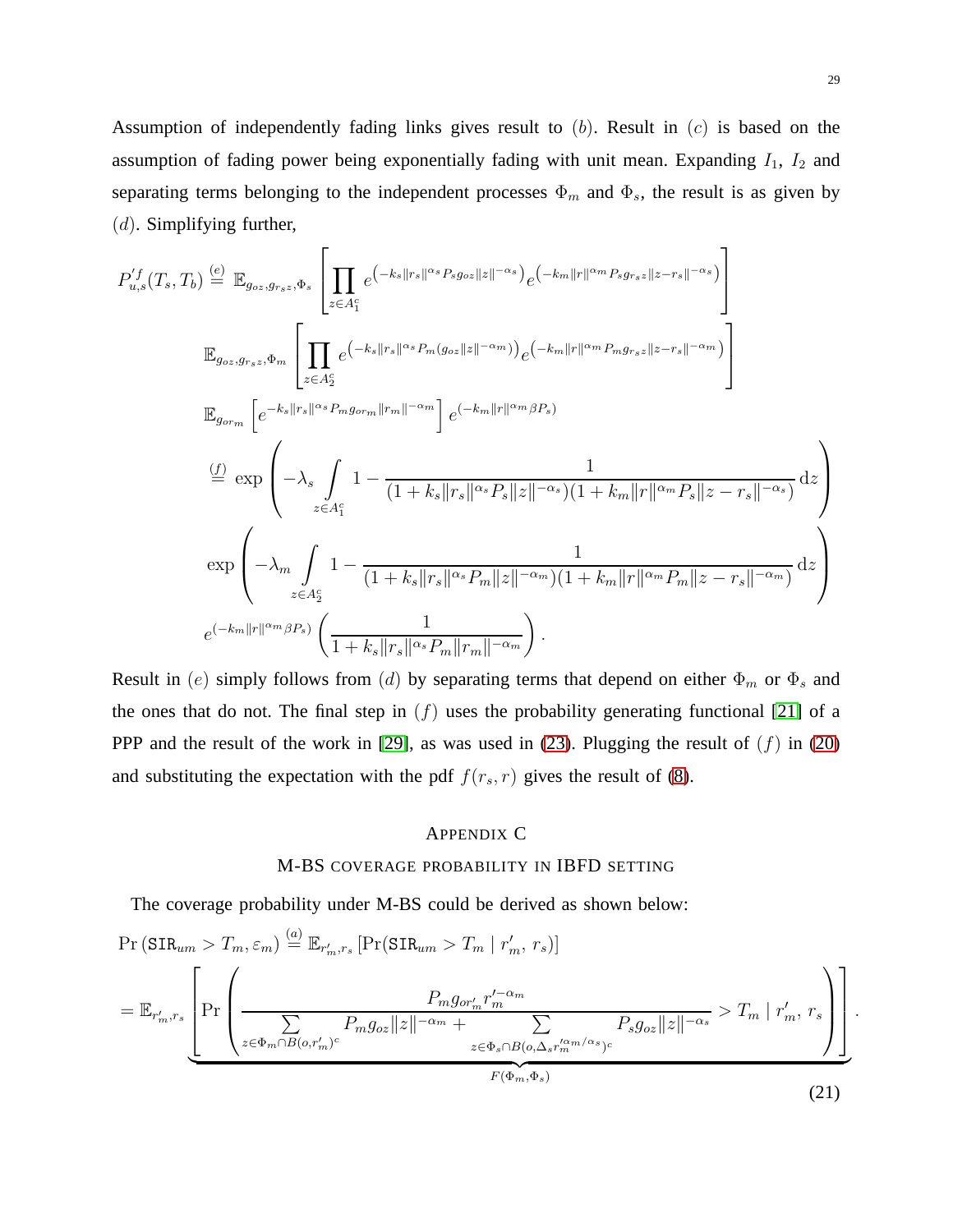Assumption of independently fading links gives result to $(b)$. Result in $(c)$ is based on the assumption of fading power being exponentially fading with unit mean. Expanding $I_1$, $I_2$ and separating terms belonging to the independent processes $\Phi_m$ and $\Phi_s$, the result is as given by $(d)$. Simplifying further,

$$
\begin{aligned}
P_{u,s}^{\prime f}(T_s, T_b) &\overset{(e)}{=} \mathbb{E}_{g_{oz}, g_{r_s z}, \Phi_s}\left[\prod_{z \in A_1^c} e^{\left(-k_s \|r_s\|^{\alpha_s} P_s g_{oz} \|z\|^{-\alpha_s}\right)} e^{\left(-k_m \|r\|^{\alpha_m} P_s g_{r_s z} \|z - r_s\|^{-\alpha_s}\right)}\right] \\
&\mathbb{E}_{g_{oz}, g_{r_s z}, \Phi_m}\left[\prod_{z \in A_2^c} e^{\left(-k_s \|r_s\|^{\alpha_s} P_m (g_{oz} \|z\|^{-\alpha_m})\right)} e^{\left(-k_m \|r\|^{\alpha_m} P_m g_{r_s z} \|z - r_s\|^{-\alpha_m}\right)}\right] \\
&\mathbb{E}_{g_{or_m}}\left[e^{-k_s \|r_s\|^{\alpha_s} P_m g_{or_m} \|r_m\|^{-\alpha_m}}\right] e^{(-k_m \|r\|^{\alpha_m} \beta P_s)} \\
&\overset{(f)}{=} \exp\left(-\lambda_s \int_{z \in A_1^c} 1 - \frac{1}{(1 + k_s \|r_s\|^{\alpha_s} P_s \|z\|^{-\alpha_s})(1 + k_m \|r\|^{\alpha_m} P_s \|z - r_s\|^{-\alpha_s})} \, \mathrm{d}z\right) \\
&\exp\left(-\lambda_m \int_{z \in A_2^c} 1 - \frac{1}{(1 + k_s \|r_s\|^{\alpha_s} P_m \|z\|^{-\alpha_m})(1 + k_m \|r\|^{\alpha_m} P_m \|z - r_s\|^{-\alpha_m})} \, \mathrm{d}z\right) \\
&e^{(-k_m \|r\|^{\alpha_m} \beta P_s)} \left(\frac{1}{1 + k_s \|r_s\|^{\alpha_s} P_m \|r_m\|^{-\alpha_m}}\right).
\end{aligned}
$$

Result in $(e)$ simply follows from $(d)$ by separating terms that depend on either $\Phi_m$ or $\Phi_s$ and the ones that do not. The final step in $(f)$ uses the probability generating functional [21] of a PPP and the result of the work in [29], as was used in (23). Plugging the result of $(f)$ in (20) and substituting the expectation with the pdf $f(r_s, r)$ gives the result of (8).

## Appendix C

### M-BS coverage probability in IBFD setting

The coverage probability under M-BS could be derived as shown below:

$$
\begin{aligned}
\Pr\left(\mathtt{SIR}_{um} > T_m, \varepsilon_m\right) &\overset{(a)}{=} \mathbb{E}_{r'_m, r_s}\left[\Pr(\mathtt{SIR}_{um} > T_m \mid r'_m,\, r_s)\right] \\
&= \mathbb{E}_{r'_m, r_s}\underbrace{\left[\Pr\left(\frac{P_m g_{or'_m} r_m'^{-\alpha_m}}{\sum\limits_{z \in \Phi_m \cap B(o, r'_m)^c} P_m g_{oz} \|z\|^{-\alpha_m} + \sum\limits_{z \in \Phi_s \cap B(o, \Delta_s r_m'^{\alpha_m/\alpha_s})^c} P_s g_{oz} \|z\|^{-\alpha_s}} > T_m \mid r'_m,\, r_s\right)\right]}_{F(\Phi_m, \Phi_s)}.
\end{aligned}
\tag{21}
$$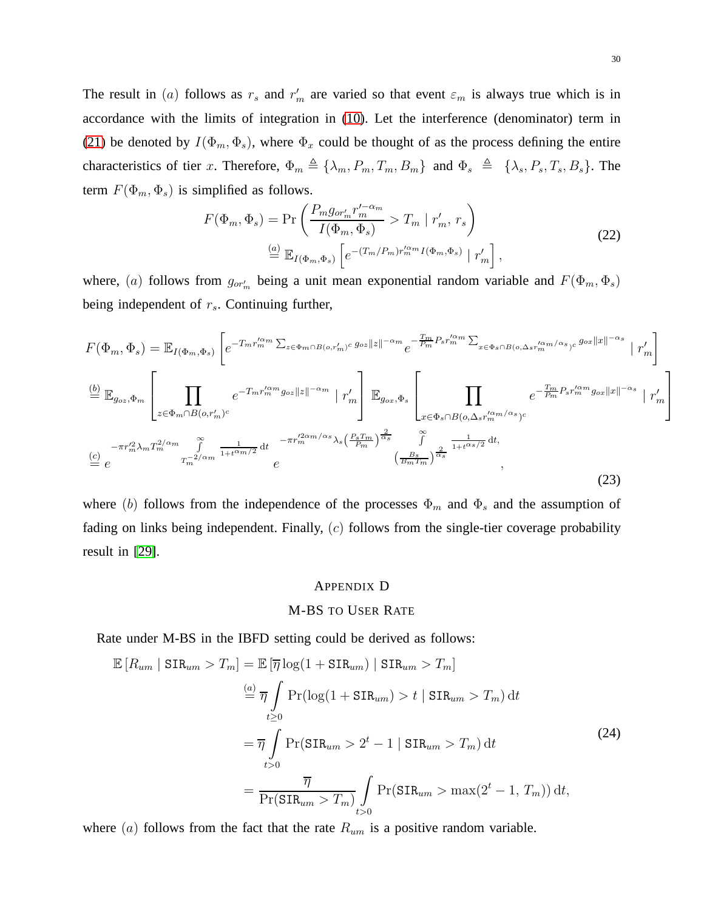The result in $(a)$ follows as $r_s$ and $r'_m$ are varied so that event $\varepsilon_m$ is always true which is in accordance with the limits of integration in (10). Let the interference (denominator) term in (21) be denoted by $I(\Phi_m, \Phi_s)$, where $\Phi_x$ could be thought of as the process defining the entire characteristics of tier $x$. Therefore, $\Phi_m \triangleq \{\lambda_m, P_m, T_m, B_m\}$ and $\Phi_s \triangleq \{\lambda_s, P_s, T_s, B_s\}$. The term $F(\Phi_m, \Phi_s)$ is simplified as follows.

$$
\begin{aligned}
F(\Phi_m, \Phi_s) &= \Pr\left(\frac{P_m g_{or'_m} r'^{-\alpha_m}_m}{I(\Phi_m, \Phi_s)} > T_m \mid r'_m,\, r_s\right) \\
&\overset{(a)}{=} \mathbb{E}_{I(\Phi_m,\Phi_s)}\left[e^{-(T_m/P_m) r'^{\alpha_m}_m I(\Phi_m,\Phi_s)} \mid r'_m\right],
\end{aligned}
\tag{22}
$$

where, $(a)$ follows from $g_{or'_m}$ being a unit mean exponential random variable and $F(\Phi_m, \Phi_s)$ being independent of $r_s$. Continuing further,

$$
\begin{aligned}
F(\Phi_m, \Phi_s) &= \mathbb{E}_{I(\Phi_m,\Phi_s)}\left[e^{-T_m r'^{\alpha_m}_m \sum_{z\in\Phi_m\cap B(o,r'_m)^c} g_{oz}\|z\|^{-\alpha_m}} e^{-\frac{T_m}{P_m} P_s r'^{\alpha_m}_m \sum_{x\in\Phi_s\cap B(o,\Delta_s r'^{\alpha_m/\alpha_s}_m)^c} g_{ox}\|x\|^{-\alpha_s}} \mid r'_m\right] \\
&\overset{(b)}{=} \mathbb{E}_{g_{oz},\Phi_m}\left[\prod_{z\in\Phi_m\cap B(o,r'_m)^c} e^{-T_m r'^{\alpha_m}_m g_{oz}\|z\|^{-\alpha_m}} \mid r'_m\right] \mathbb{E}_{g_{ox},\Phi_s}\left[\prod_{x\in\Phi_s\cap B(o,\Delta_s r'^{\alpha_m/\alpha_s}_m)^c} e^{-\frac{T_m}{P_m} P_s r'^{\alpha_m}_m g_{ox}\|x\|^{-\alpha_s}} \mid r'_m\right] \\
&\overset{(c)}{=} e^{-\pi r'^2_m \lambda_m T_m^{2/\alpha_m} \int_{T_m^{-2/\alpha_m}}^{\infty} \frac{1}{1+t^{\alpha_m/2}}\,\mathrm{d}t}\; e^{-\pi r'^{2\alpha_m/\alpha_s}_m \lambda_s \left(\frac{P_s T_m}{P_m}\right)^{\frac{2}{\alpha_s}} \int_{\left(\frac{B_s}{B_m T_m}\right)^{\frac{2}{\alpha_s}}}^{\infty} \frac{1}{1+t^{\alpha_s/2}}\,\mathrm{d}t},
\end{aligned}
\tag{23}
$$

where $(b)$ follows from the independence of the processes $\Phi_m$ and $\Phi_s$ and the assumption of fading on links being independent. Finally, $(c)$ follows from the single-tier coverage probability result in [29].

## Appendix D

## M-BS to User Rate

Rate under M-BS in the IBFD setting could be derived as follows:

$$
\begin{aligned}
\mathbb{E}\left[R_{um} \mid \mathtt{SIR}_{um} > T_m\right] &= \mathbb{E}\left[\overline{\eta}\log(1+\mathtt{SIR}_{um}) \mid \mathtt{SIR}_{um} > T_m\right] \\
&\overset{(a)}{=} \overline{\eta}\int_{t\geq 0} \Pr(\log(1+\mathtt{SIR}_{um}) > t \mid \mathtt{SIR}_{um} > T_m)\,\mathrm{d}t \\
&= \overline{\eta}\int_{t>0} \Pr(\mathtt{SIR}_{um} > 2^t - 1 \mid \mathtt{SIR}_{um} > T_m)\,\mathrm{d}t \\
&= \frac{\overline{\eta}}{\Pr(\mathtt{SIR}_{um} > T_m)}\int_{t>0} \Pr(\mathtt{SIR}_{um} > \max(2^t - 1,\, T_m))\,\mathrm{d}t,
\end{aligned}
\tag{24}
$$

where $(a)$ follows from the fact that the rate $R_{um}$ is a positive random variable.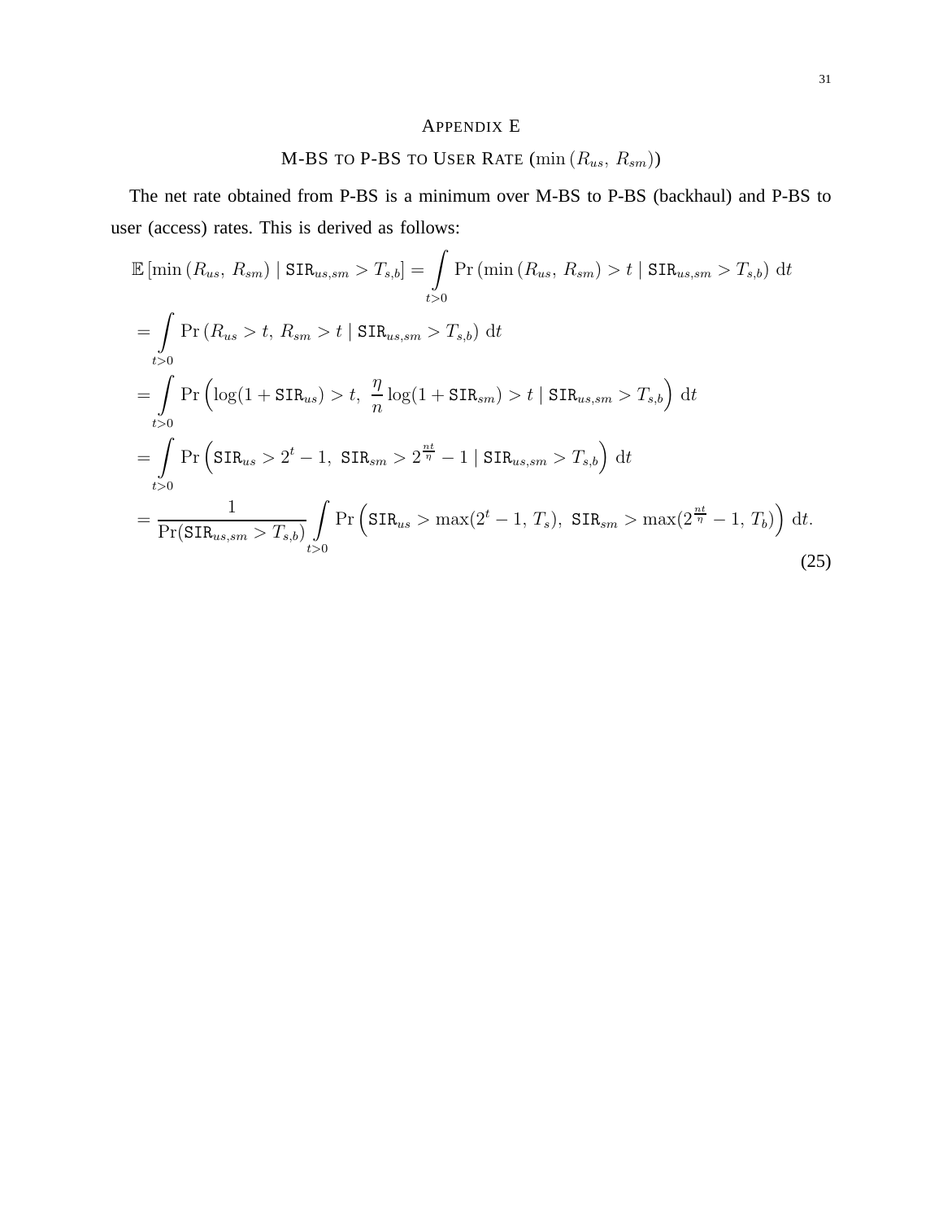## APPENDIX E

## M-BS TO P-BS TO USER RATE ($\min(R_{us}, R_{sm})$)

The net rate obtained from P-BS is a minimum over M-BS to P-BS (backhaul) and P-BS to user (access) rates. This is derived as follows:

$$
\begin{aligned}
&\mathbb{E}\left[\min\left(R_{us},\, R_{sm}\right) \mid \mathtt{SIR}_{us,sm} > T_{s,b}\right] = \int\limits_{t>0} \Pr\left(\min\left(R_{us},\, R_{sm}\right) > t \mid \mathtt{SIR}_{us,sm} > T_{s,b}\right)\, \mathrm{d}t \\
&= \int\limits_{t>0} \Pr\left(R_{us} > t,\, R_{sm} > t \mid \mathtt{SIR}_{us,sm} > T_{s,b}\right)\, \mathrm{d}t \\
&= \int\limits_{t>0} \Pr\left(\log(1+\mathtt{SIR}_{us}) > t,\; \frac{\eta}{n}\log(1+\mathtt{SIR}_{sm}) > t \mid \mathtt{SIR}_{us,sm} > T_{s,b}\right)\, \mathrm{d}t \\
&= \int\limits_{t>0} \Pr\left(\mathtt{SIR}_{us} > 2^{t}-1,\; \mathtt{SIR}_{sm} > 2^{\frac{nt}{\eta}}-1 \mid \mathtt{SIR}_{us,sm} > T_{s,b}\right)\, \mathrm{d}t \\
&= \frac{1}{\Pr(\mathtt{SIR}_{us,sm} > T_{s,b})} \int\limits_{t>0} \Pr\left(\mathtt{SIR}_{us} > \max(2^{t}-1,\, T_{s}),\; \mathtt{SIR}_{sm} > \max(2^{\frac{nt}{\eta}}-1,\, T_{b})\right)\, \mathrm{d}t.
\end{aligned}
\tag{25}
$$